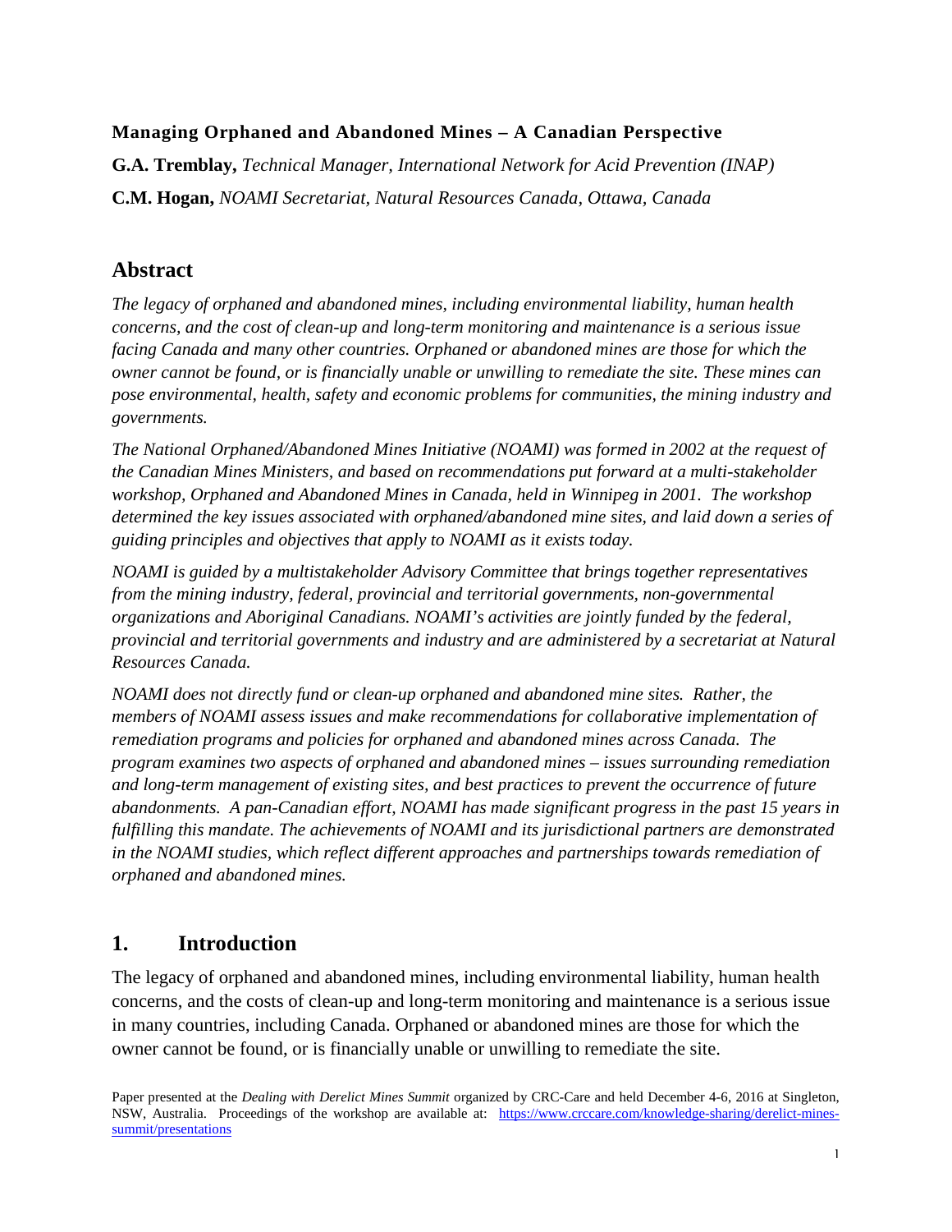**Managing Orphaned and Abandoned Mines – A Canadian Perspective**

**G.A. Tremblay,** *Technical Manager, International Network for Acid Prevention (INAP)*

**C.M. Hogan,** *NOAMI Secretariat, Natural Resources Canada, Ottawa, Canada*

## Abstract

*The legacy of orphaned and abandoned mines, including environmental liability, human health concerns, and the cost of clean-up and long-term monitoring and maintenance is a serious issue facing Canada and many other countries. Orphaned or abandoned mines are those for which the owner cannot be found, or is financially unable or unwilling to remediate the site. These mines can pose environmental, health, safety and economic problems for communities, the mining industry and governments.*

*The National Orphaned/Abandoned Mines Initiative (NOAMI) was formed in 2002 at the request of the Canadian Mines Ministers, and based on recommendations put forward at a multi-stakeholder workshop, Orphaned and Abandoned Mines in Canada, held in Winnipeg in 2001. The workshop determined the key issues associated with orphaned/abandoned mine sites, and laid down a series of guiding principles and objectives that apply to NOAMI as it exists today.*

*NOAMI is guided by a multistakeholder Advisory Committee that brings together representatives from the mining industry, federal, provincial and territorial governments, non-governmental organizations and Aboriginal Canadians. NOAMI's activities are jointly funded by the federal, provincial and territorial governments and industry and are administered by a secretariat at Natural Resources Canada.*

*NOAMI does not directly fund or clean-up orphaned and abandoned mine sites. Rather, the members of NOAMI assess issues and make recommendations for collaborative implementation of remediation programs and policies for orphaned and abandoned mines across Canada. The program examines two aspects of orphaned and abandoned mines – issues surrounding remediation and long-term management of existing sites, and best practices to prevent the occurrence of future abandonments. A pan-Canadian effort, NOAMI has made significant progress in the past 15 years in fulfilling this mandate. The achievements of NOAMI and its jurisdictional partners are demonstrated in the NOAMI studies, which reflect different approaches and partnerships towards remediation of orphaned and abandoned mines.*

## 1. Introduction

The legacy of orphaned and abandoned mines, including environmental liability, human health concerns, and the costs of clean-up and long-term monitoring and maintenance is a serious issue in many countries, including Canada. Orphaned or abandoned mines are those for which the owner cannot be found, or is financially unable or unwilling to remediate the site.

Paper presented at the *Dealing with Derelict Mines Summit* organized by CRC-Care and held December 4-6, 2016 at Singleton, NSW, Australia. Proceedings of the workshop are available at: https://www.crccare.com/knowledge-sharing/derelict-mines-summit/presentations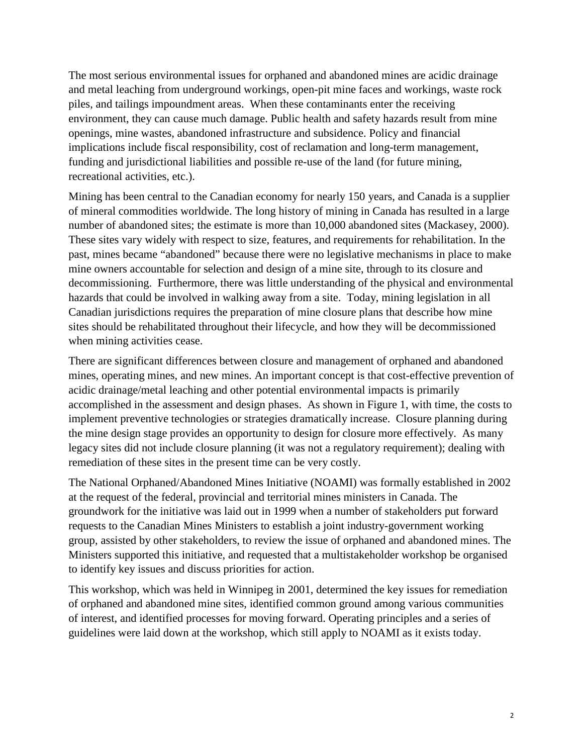The most serious environmental issues for orphaned and abandoned mines are acidic drainage and metal leaching from underground workings, open-pit mine faces and workings, waste rock piles, and tailings impoundment areas.  When these contaminants enter the receiving environment, they can cause much damage. Public health and safety hazards result from mine openings, mine wastes, abandoned infrastructure and subsidence. Policy and financial implications include fiscal responsibility, cost of reclamation and long-term management, funding and jurisdictional liabilities and possible re-use of the land (for future mining, recreational activities, etc.).

Mining has been central to the Canadian economy for nearly 150 years, and Canada is a supplier of mineral commodities worldwide. The long history of mining in Canada has resulted in a large number of abandoned sites; the estimate is more than 10,000 abandoned sites (Mackasey, 2000). These sites vary widely with respect to size, features, and requirements for rehabilitation. In the past, mines became "abandoned" because there were no legislative mechanisms in place to make mine owners accountable for selection and design of a mine site, through to its closure and decommissioning.  Furthermore, there was little understanding of the physical and environmental hazards that could be involved in walking away from a site.  Today, mining legislation in all Canadian jurisdictions requires the preparation of mine closure plans that describe how mine sites should be rehabilitated throughout their lifecycle, and how they will be decommissioned when mining activities cease.

There are significant differences between closure and management of orphaned and abandoned mines, operating mines, and new mines. An important concept is that cost-effective prevention of acidic drainage/metal leaching and other potential environmental impacts is primarily accomplished in the assessment and design phases.  As shown in Figure 1, with time, the costs to implement preventive technologies or strategies dramatically increase.  Closure planning during the mine design stage provides an opportunity to design for closure more effectively.  As many legacy sites did not include closure planning (it was not a regulatory requirement); dealing with remediation of these sites in the present time can be very costly.

The National Orphaned/Abandoned Mines Initiative (NOAMI) was formally established in 2002 at the request of the federal, provincial and territorial mines ministers in Canada. The groundwork for the initiative was laid out in 1999 when a number of stakeholders put forward requests to the Canadian Mines Ministers to establish a joint industry-government working group, assisted by other stakeholders, to review the issue of orphaned and abandoned mines. The Ministers supported this initiative, and requested that a multistakeholder workshop be organised to identify key issues and discuss priorities for action.

This workshop, which was held in Winnipeg in 2001, determined the key issues for remediation of orphaned and abandoned mine sites, identified common ground among various communities of interest, and identified processes for moving forward. Operating principles and a series of guidelines were laid down at the workshop, which still apply to NOAMI as it exists today.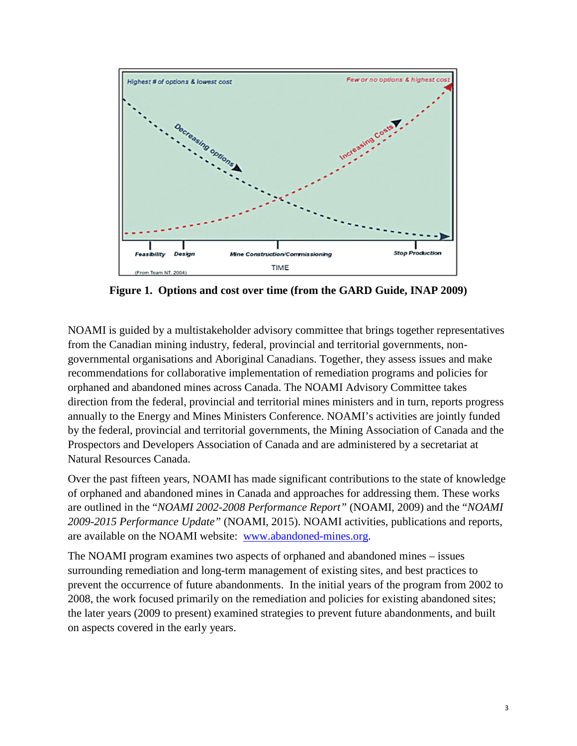**Figure 1. Options and cost over time (from the GARD Guide, INAP 2009)**

NOAMI is guided by a multistakeholder advisory committee that brings together representatives from the Canadian mining industry, federal, provincial and territorial governments, non-governmental organisations and Aboriginal Canadians. Together, they assess issues and make recommendations for collaborative implementation of remediation programs and policies for orphaned and abandoned mines across Canada. The NOAMI Advisory Committee takes direction from the federal, provincial and territorial mines ministers and in turn, reports progress annually to the Energy and Mines Ministers Conference. NOAMI's activities are jointly funded by the federal, provincial and territorial governments, the Mining Association of Canada and the Prospectors and Developers Association of Canada and are administered by a secretariat at Natural Resources Canada.

Over the past fifteen years, NOAMI has made significant contributions to the state of knowledge of orphaned and abandoned mines in Canada and approaches for addressing them. These works are outlined in the "*NOAMI 2002-2008 Performance Report*" (NOAMI, 2009) and the "*NOAMI 2009-2015 Performance Update*" (NOAMI, 2015). NOAMI activities, publications and reports, are available on the NOAMI website: [www.abandoned-mines.org](http://www.abandoned-mines.org).

The NOAMI program examines two aspects of orphaned and abandoned mines – issues surrounding remediation and long-term management of existing sites, and best practices to prevent the occurrence of future abandonments. In the initial years of the program from 2002 to 2008, the work focused primarily on the remediation and policies for existing abandoned sites; the later years (2009 to present) examined strategies to prevent future abandonments, and built on aspects covered in the early years.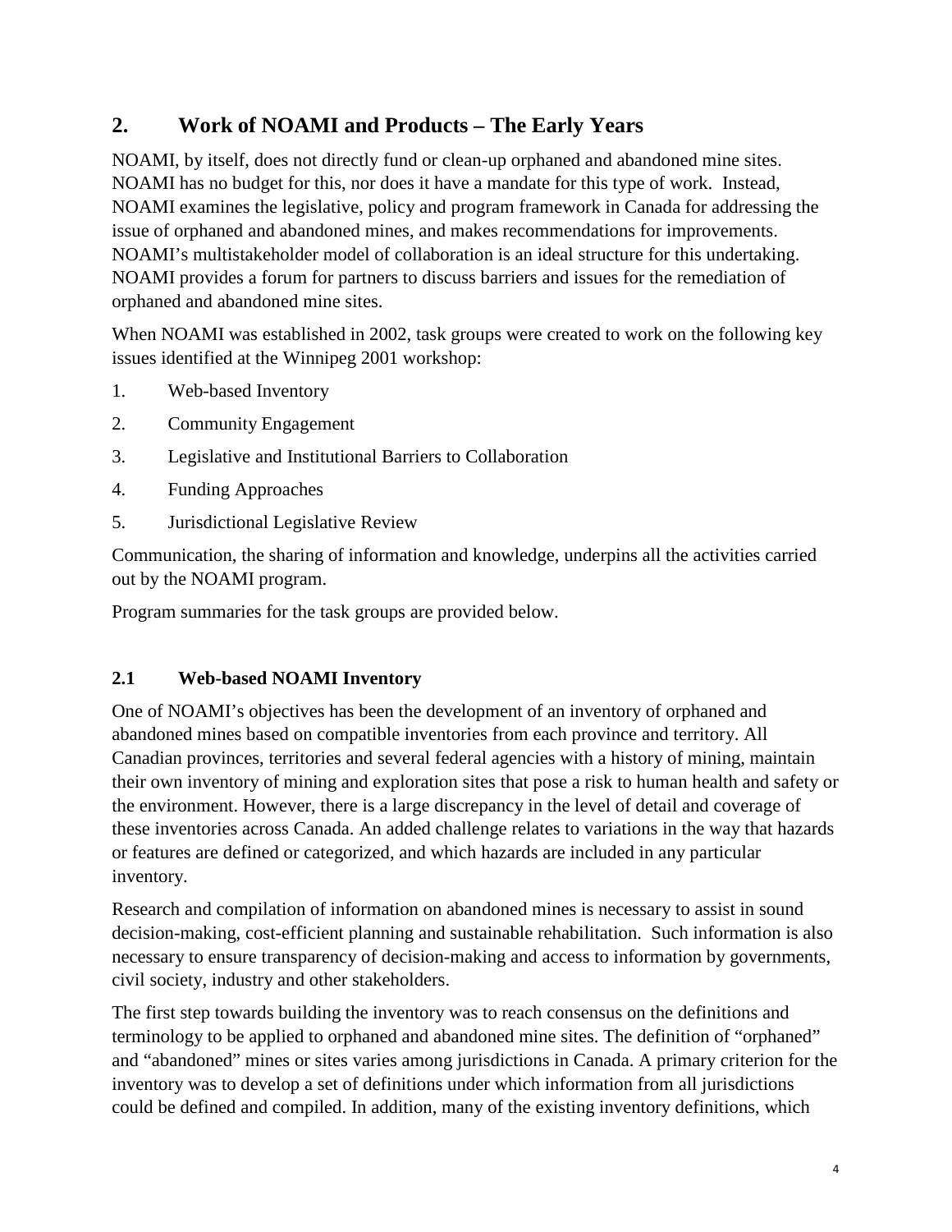## 2. Work of NOAMI and Products – The Early Years

NOAMI, by itself, does not directly fund or clean-up orphaned and abandoned mine sites. NOAMI has no budget for this, nor does it have a mandate for this type of work. Instead, NOAMI examines the legislative, policy and program framework in Canada for addressing the issue of orphaned and abandoned mines, and makes recommendations for improvements. NOAMI's multistakeholder model of collaboration is an ideal structure for this undertaking. NOAMI provides a forum for partners to discuss barriers and issues for the remediation of orphaned and abandoned mine sites.

When NOAMI was established in 2002, task groups were created to work on the following key issues identified at the Winnipeg 2001 workshop:

1. Web-based Inventory
2. Community Engagement
3. Legislative and Institutional Barriers to Collaboration
4. Funding Approaches
5. Jurisdictional Legislative Review

Communication, the sharing of information and knowledge, underpins all the activities carried out by the NOAMI program.

Program summaries for the task groups are provided below.

### 2.1 Web-based NOAMI Inventory

One of NOAMI's objectives has been the development of an inventory of orphaned and abandoned mines based on compatible inventories from each province and territory. All Canadian provinces, territories and several federal agencies with a history of mining, maintain their own inventory of mining and exploration sites that pose a risk to human health and safety or the environment. However, there is a large discrepancy in the level of detail and coverage of these inventories across Canada. An added challenge relates to variations in the way that hazards or features are defined or categorized, and which hazards are included in any particular inventory.

Research and compilation of information on abandoned mines is necessary to assist in sound decision-making, cost-efficient planning and sustainable rehabilitation. Such information is also necessary to ensure transparency of decision-making and access to information by governments, civil society, industry and other stakeholders.

The first step towards building the inventory was to reach consensus on the definitions and terminology to be applied to orphaned and abandoned mine sites. The definition of "orphaned" and "abandoned" mines or sites varies among jurisdictions in Canada. A primary criterion for the inventory was to develop a set of definitions under which information from all jurisdictions could be defined and compiled. In addition, many of the existing inventory definitions, which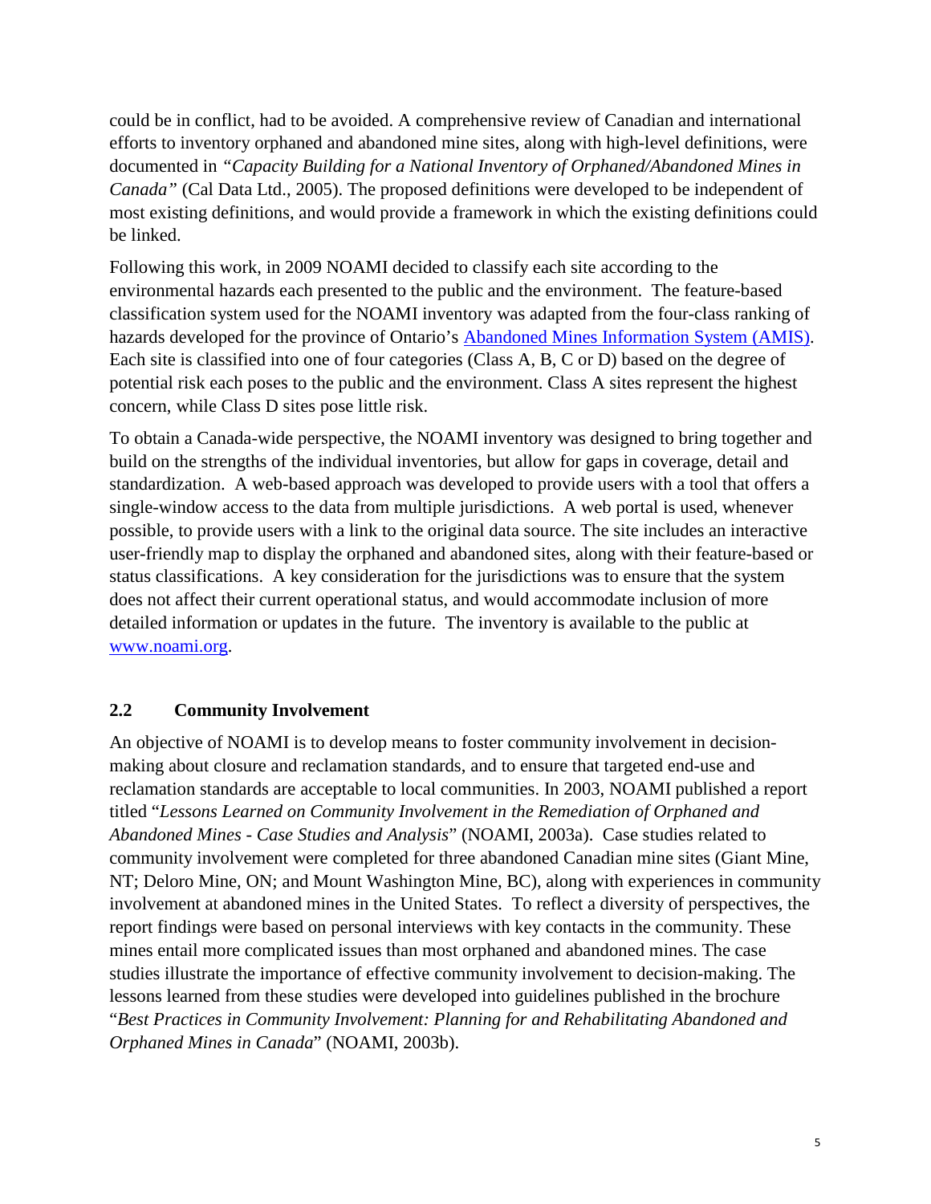could be in conflict, had to be avoided. A comprehensive review of Canadian and international efforts to inventory orphaned and abandoned mine sites, along with high-level definitions, were documented in *"Capacity Building for a National Inventory of Orphaned/Abandoned Mines in Canada"* (Cal Data Ltd., 2005). The proposed definitions were developed to be independent of most existing definitions, and would provide a framework in which the existing definitions could be linked.

Following this work, in 2009 NOAMI decided to classify each site according to the environmental hazards each presented to the public and the environment. The feature-based classification system used for the NOAMI inventory was adapted from the four-class ranking of hazards developed for the province of Ontario's [Abandoned Mines Information System (AMIS)](). Each site is classified into one of four categories (Class A, B, C or D) based on the degree of potential risk each poses to the public and the environment. Class A sites represent the highest concern, while Class D sites pose little risk.

To obtain a Canada-wide perspective, the NOAMI inventory was designed to bring together and build on the strengths of the individual inventories, but allow for gaps in coverage, detail and standardization. A web-based approach was developed to provide users with a tool that offers a single-window access to the data from multiple jurisdictions. A web portal is used, whenever possible, to provide users with a link to the original data source. The site includes an interactive user-friendly map to display the orphaned and abandoned sites, along with their feature-based or status classifications. A key consideration for the jurisdictions was to ensure that the system does not affect their current operational status, and would accommodate inclusion of more detailed information or updates in the future. The inventory is available to the public at [www.noami.org](www.noami.org).

## 2.2 Community Involvement

An objective of NOAMI is to develop means to foster community involvement in decision-making about closure and reclamation standards, and to ensure that targeted end-use and reclamation standards are acceptable to local communities. In 2003, NOAMI published a report titled "*Lessons Learned on Community Involvement in the Remediation of Orphaned and Abandoned Mines - Case Studies and Analysis*" (NOAMI, 2003a). Case studies related to community involvement were completed for three abandoned Canadian mine sites (Giant Mine, NT; Deloro Mine, ON; and Mount Washington Mine, BC), along with experiences in community involvement at abandoned mines in the United States. To reflect a diversity of perspectives, the report findings were based on personal interviews with key contacts in the community. These mines entail more complicated issues than most orphaned and abandoned mines. The case studies illustrate the importance of effective community involvement to decision-making. The lessons learned from these studies were developed into guidelines published in the brochure "*Best Practices in Community Involvement: Planning for and Rehabilitating Abandoned and Orphaned Mines in Canada*" (NOAMI, 2003b).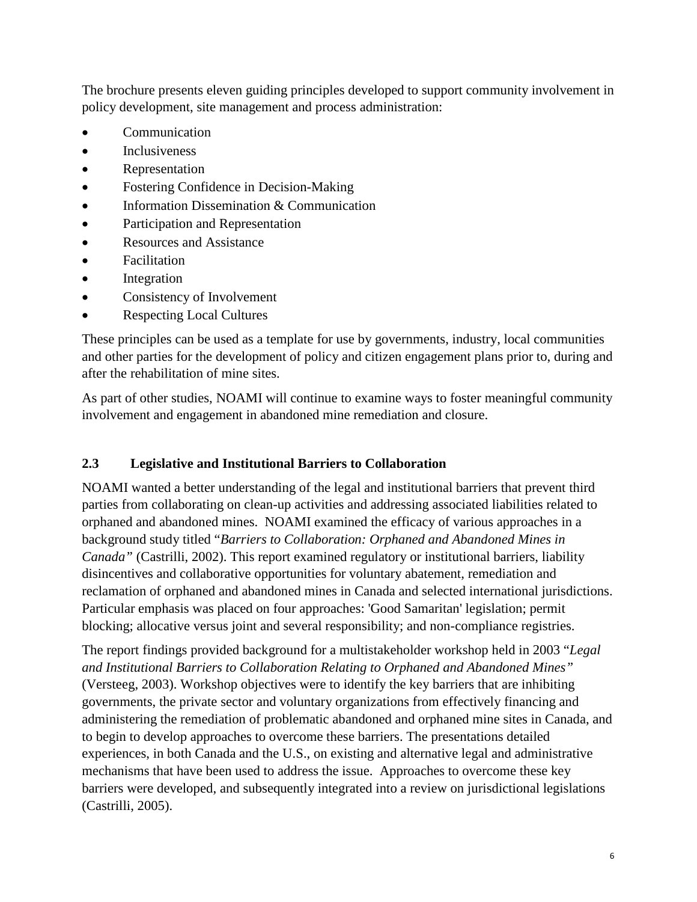The brochure presents eleven guiding principles developed to support community involvement in policy development, site management and process administration:

- Communication
- Inclusiveness
- Representation
- Fostering Confidence in Decision-Making
- Information Dissemination & Communication
- Participation and Representation
- Resources and Assistance
- Facilitation
- Integration
- Consistency of Involvement
- Respecting Local Cultures

These principles can be used as a template for use by governments, industry, local communities and other parties for the development of policy and citizen engagement plans prior to, during and after the rehabilitation of mine sites.

As part of other studies, NOAMI will continue to examine ways to foster meaningful community involvement and engagement in abandoned mine remediation and closure.

### 2.3 Legislative and Institutional Barriers to Collaboration

NOAMI wanted a better understanding of the legal and institutional barriers that prevent third parties from collaborating on clean-up activities and addressing associated liabilities related to orphaned and abandoned mines. NOAMI examined the efficacy of various approaches in a background study titled "*Barriers to Collaboration: Orphaned and Abandoned Mines in Canada"* (Castrilli, 2002). This report examined regulatory or institutional barriers, liability disincentives and collaborative opportunities for voluntary abatement, remediation and reclamation of orphaned and abandoned mines in Canada and selected international jurisdictions. Particular emphasis was placed on four approaches: 'Good Samaritan' legislation; permit blocking; allocative versus joint and several responsibility; and non-compliance registries.

The report findings provided background for a multistakeholder workshop held in 2003 "*Legal and Institutional Barriers to Collaboration Relating to Orphaned and Abandoned Mines"* (Versteeg, 2003). Workshop objectives were to identify the key barriers that are inhibiting governments, the private sector and voluntary organizations from effectively financing and administering the remediation of problematic abandoned and orphaned mine sites in Canada, and to begin to develop approaches to overcome these barriers. The presentations detailed experiences, in both Canada and the U.S., on existing and alternative legal and administrative mechanisms that have been used to address the issue. Approaches to overcome these key barriers were developed, and subsequently integrated into a review on jurisdictional legislations (Castrilli, 2005).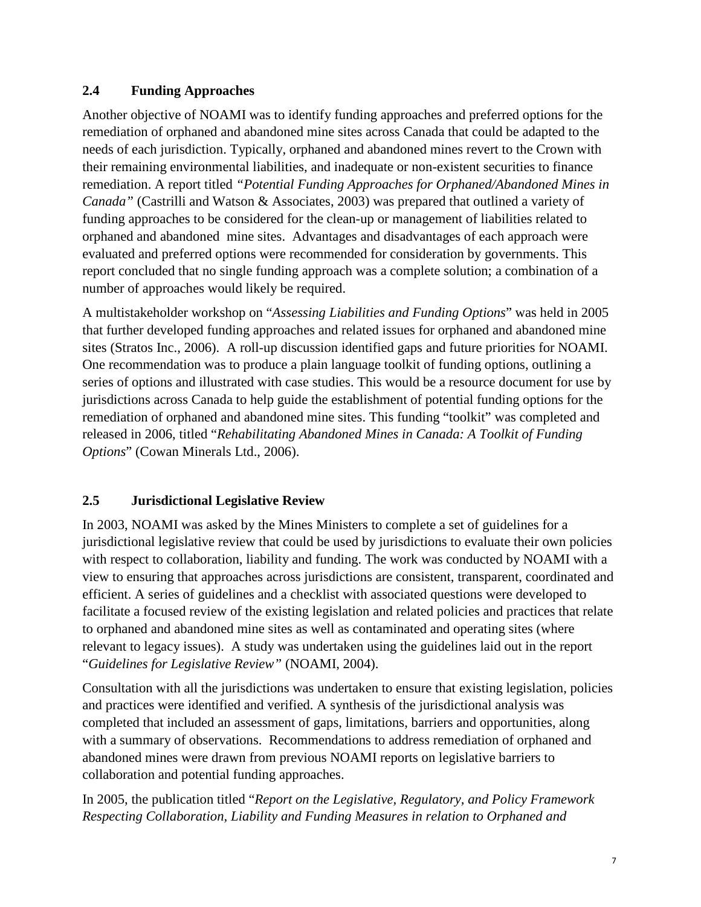## 2.4 Funding Approaches

Another objective of NOAMI was to identify funding approaches and preferred options for the remediation of orphaned and abandoned mine sites across Canada that could be adapted to the needs of each jurisdiction. Typically, orphaned and abandoned mines revert to the Crown with their remaining environmental liabilities, and inadequate or non-existent securities to finance remediation. A report titled *"Potential Funding Approaches for Orphaned/Abandoned Mines in Canada"* (Castrilli and Watson & Associates, 2003) was prepared that outlined a variety of funding approaches to be considered for the clean-up or management of liabilities related to orphaned and abandoned mine sites. Advantages and disadvantages of each approach were evaluated and preferred options were recommended for consideration by governments. This report concluded that no single funding approach was a complete solution; a combination of a number of approaches would likely be required.

A multistakeholder workshop on "*Assessing Liabilities and Funding Options*" was held in 2005 that further developed funding approaches and related issues for orphaned and abandoned mine sites (Stratos Inc., 2006). A roll-up discussion identified gaps and future priorities for NOAMI. One recommendation was to produce a plain language toolkit of funding options, outlining a series of options and illustrated with case studies. This would be a resource document for use by jurisdictions across Canada to help guide the establishment of potential funding options for the remediation of orphaned and abandoned mine sites. This funding "toolkit" was completed and released in 2006, titled "*Rehabilitating Abandoned Mines in Canada: A Toolkit of Funding Options*" (Cowan Minerals Ltd., 2006).

## 2.5 Jurisdictional Legislative Review

In 2003, NOAMI was asked by the Mines Ministers to complete a set of guidelines for a jurisdictional legislative review that could be used by jurisdictions to evaluate their own policies with respect to collaboration, liability and funding. The work was conducted by NOAMI with a view to ensuring that approaches across jurisdictions are consistent, transparent, coordinated and efficient. A series of guidelines and a checklist with associated questions were developed to facilitate a focused review of the existing legislation and related policies and practices that relate to orphaned and abandoned mine sites as well as contaminated and operating sites (where relevant to legacy issues). A study was undertaken using the guidelines laid out in the report "*Guidelines for Legislative Review"* (NOAMI, 2004).

Consultation with all the jurisdictions was undertaken to ensure that existing legislation, policies and practices were identified and verified. A synthesis of the jurisdictional analysis was completed that included an assessment of gaps, limitations, barriers and opportunities, along with a summary of observations. Recommendations to address remediation of orphaned and abandoned mines were drawn from previous NOAMI reports on legislative barriers to collaboration and potential funding approaches.

In 2005, the publication titled "*Report on the Legislative, Regulatory, and Policy Framework Respecting Collaboration, Liability and Funding Measures in relation to Orphaned and*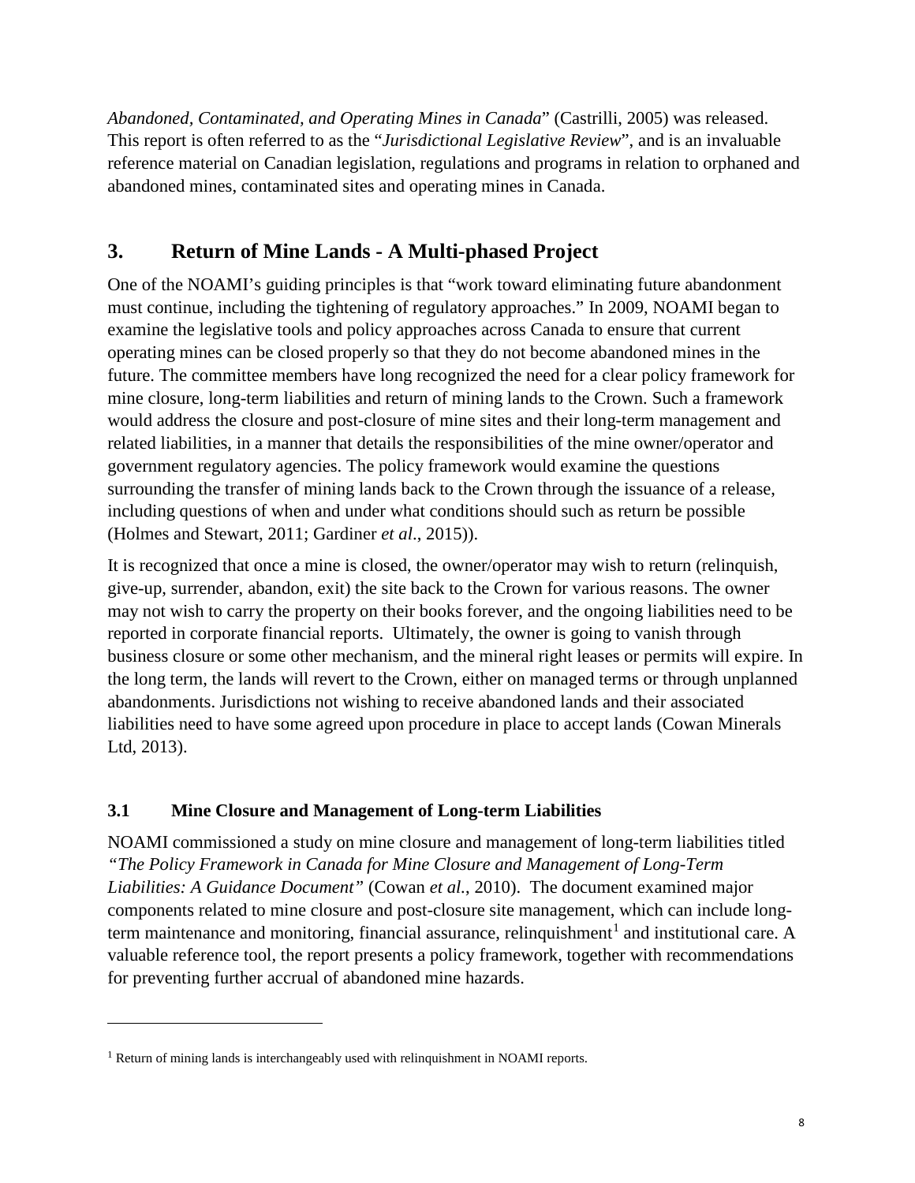*Abandoned, Contaminated, and Operating Mines in Canada*" (Castrilli, 2005) was released. This report is often referred to as the "*Jurisdictional Legislative Review*", and is an invaluable reference material on Canadian legislation, regulations and programs in relation to orphaned and abandoned mines, contaminated sites and operating mines in Canada.

## 3. Return of Mine Lands - A Multi-phased Project

One of the NOAMI's guiding principles is that "work toward eliminating future abandonment must continue, including the tightening of regulatory approaches." In 2009, NOAMI began to examine the legislative tools and policy approaches across Canada to ensure that current operating mines can be closed properly so that they do not become abandoned mines in the future. The committee members have long recognized the need for a clear policy framework for mine closure, long-term liabilities and return of mining lands to the Crown. Such a framework would address the closure and post-closure of mine sites and their long-term management and related liabilities, in a manner that details the responsibilities of the mine owner/operator and government regulatory agencies. The policy framework would examine the questions surrounding the transfer of mining lands back to the Crown through the issuance of a release, including questions of when and under what conditions should such as return be possible (Holmes and Stewart, 2011; Gardiner *et al*., 2015)).

It is recognized that once a mine is closed, the owner/operator may wish to return (relinquish, give-up, surrender, abandon, exit) the site back to the Crown for various reasons. The owner may not wish to carry the property on their books forever, and the ongoing liabilities need to be reported in corporate financial reports. Ultimately, the owner is going to vanish through business closure or some other mechanism, and the mineral right leases or permits will expire. In the long term, the lands will revert to the Crown, either on managed terms or through unplanned abandonments. Jurisdictions not wishing to receive abandoned lands and their associated liabilities need to have some agreed upon procedure in place to accept lands (Cowan Minerals Ltd, 2013).

### 3.1 Mine Closure and Management of Long-term Liabilities

NOAMI commissioned a study on mine closure and management of long-term liabilities titled *"The Policy Framework in Canada for Mine Closure and Management of Long-Term Liabilities: A Guidance Document"* (Cowan *et al.*, 2010). The document examined major components related to mine closure and post-closure site management, which can include long-term maintenance and monitoring, financial assurance, relinquishment[1] and institutional care. A valuable reference tool, the report presents a policy framework, together with recommendations for preventing further accrual of abandoned mine hazards.

---

[1] Return of mining lands is interchangeably used with relinquishment in NOAMI reports.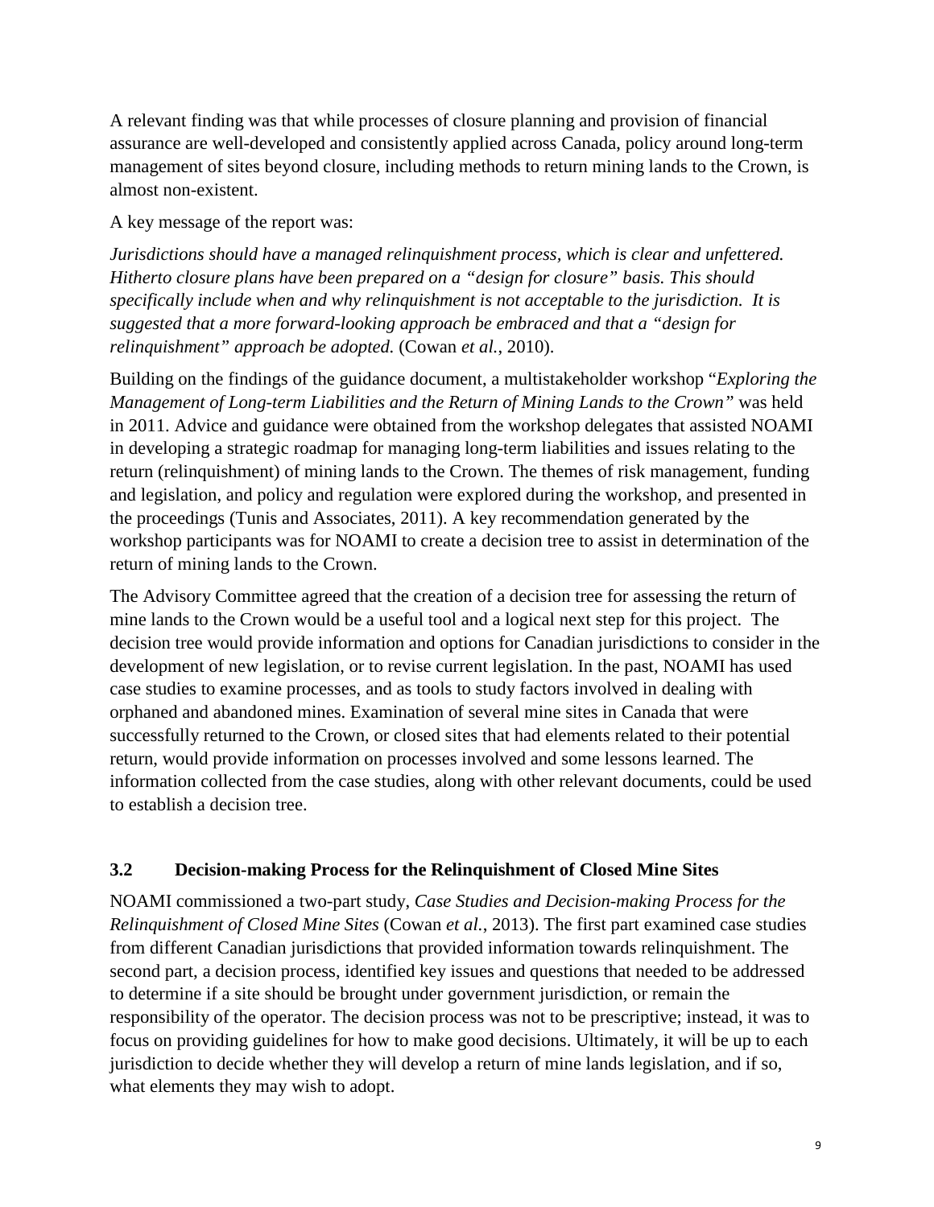A relevant finding was that while processes of closure planning and provision of financial assurance are well-developed and consistently applied across Canada, policy around long-term management of sites beyond closure, including methods to return mining lands to the Crown, is almost non-existent.

A key message of the report was:

*Jurisdictions should have a managed relinquishment process, which is clear and unfettered. Hitherto closure plans have been prepared on a "design for closure" basis. This should specifically include when and why relinquishment is not acceptable to the jurisdiction. It is suggested that a more forward-looking approach be embraced and that a "design for relinquishment" approach be adopted.* (Cowan *et al.*, 2010).

Building on the findings of the guidance document, a multistakeholder workshop "*Exploring the Management of Long-term Liabilities and the Return of Mining Lands to the Crown"* was held in 2011. Advice and guidance were obtained from the workshop delegates that assisted NOAMI in developing a strategic roadmap for managing long-term liabilities and issues relating to the return (relinquishment) of mining lands to the Crown. The themes of risk management, funding and legislation, and policy and regulation were explored during the workshop, and presented in the proceedings (Tunis and Associates, 2011). A key recommendation generated by the workshop participants was for NOAMI to create a decision tree to assist in determination of the return of mining lands to the Crown.

The Advisory Committee agreed that the creation of a decision tree for assessing the return of mine lands to the Crown would be a useful tool and a logical next step for this project. The decision tree would provide information and options for Canadian jurisdictions to consider in the development of new legislation, or to revise current legislation. In the past, NOAMI has used case studies to examine processes, and as tools to study factors involved in dealing with orphaned and abandoned mines. Examination of several mine sites in Canada that were successfully returned to the Crown, or closed sites that had elements related to their potential return, would provide information on processes involved and some lessons learned. The information collected from the case studies, along with other relevant documents, could be used to establish a decision tree.

### 3.2 Decision-making Process for the Relinquishment of Closed Mine Sites

NOAMI commissioned a two-part study, *Case Studies and Decision-making Process for the Relinquishment of Closed Mine Sites* (Cowan *et al.*, 2013). The first part examined case studies from different Canadian jurisdictions that provided information towards relinquishment. The second part, a decision process, identified key issues and questions that needed to be addressed to determine if a site should be brought under government jurisdiction, or remain the responsibility of the operator. The decision process was not to be prescriptive; instead, it was to focus on providing guidelines for how to make good decisions. Ultimately, it will be up to each jurisdiction to decide whether they will develop a return of mine lands legislation, and if so, what elements they may wish to adopt.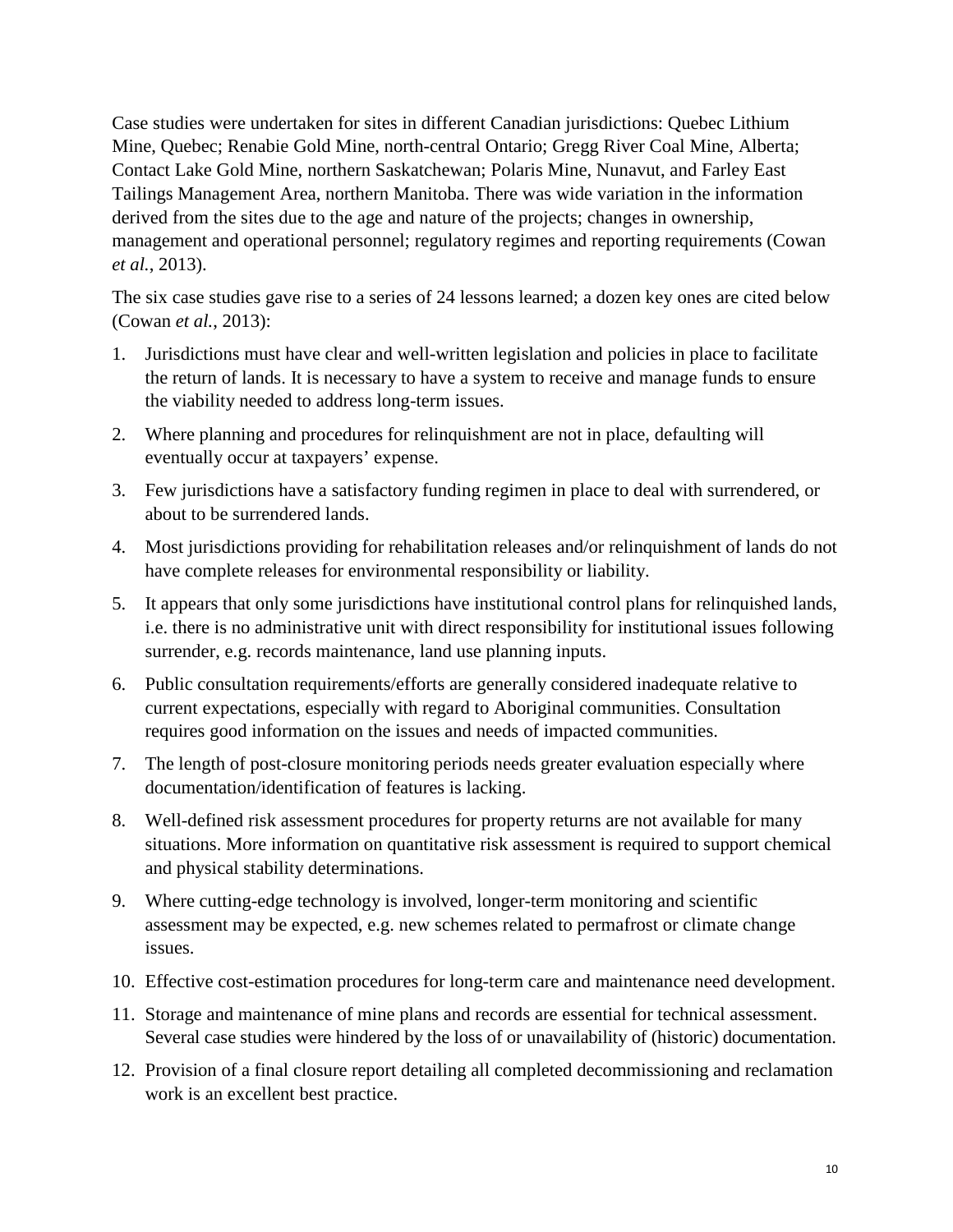Case studies were undertaken for sites in different Canadian jurisdictions: Quebec Lithium Mine, Quebec; Renabie Gold Mine, north-central Ontario; Gregg River Coal Mine, Alberta; Contact Lake Gold Mine, northern Saskatchewan; Polaris Mine, Nunavut, and Farley East Tailings Management Area, northern Manitoba. There was wide variation in the information derived from the sites due to the age and nature of the projects; changes in ownership, management and operational personnel; regulatory regimes and reporting requirements (Cowan *et al.*, 2013).

The six case studies gave rise to a series of 24 lessons learned; a dozen key ones are cited below (Cowan *et al.*, 2013):

1. Jurisdictions must have clear and well-written legislation and policies in place to facilitate the return of lands. It is necessary to have a system to receive and manage funds to ensure the viability needed to address long-term issues.
2. Where planning and procedures for relinquishment are not in place, defaulting will eventually occur at taxpayers' expense.
3. Few jurisdictions have a satisfactory funding regimen in place to deal with surrendered, or about to be surrendered lands.
4. Most jurisdictions providing for rehabilitation releases and/or relinquishment of lands do not have complete releases for environmental responsibility or liability.
5. It appears that only some jurisdictions have institutional control plans for relinquished lands, i.e. there is no administrative unit with direct responsibility for institutional issues following surrender, e.g. records maintenance, land use planning inputs.
6. Public consultation requirements/efforts are generally considered inadequate relative to current expectations, especially with regard to Aboriginal communities. Consultation requires good information on the issues and needs of impacted communities.
7. The length of post-closure monitoring periods needs greater evaluation especially where documentation/identification of features is lacking.
8. Well-defined risk assessment procedures for property returns are not available for many situations. More information on quantitative risk assessment is required to support chemical and physical stability determinations.
9. Where cutting-edge technology is involved, longer-term monitoring and scientific assessment may be expected, e.g. new schemes related to permafrost or climate change issues.
10. Effective cost-estimation procedures for long-term care and maintenance need development.
11. Storage and maintenance of mine plans and records are essential for technical assessment. Several case studies were hindered by the loss of or unavailability of (historic) documentation.
12. Provision of a final closure report detailing all completed decommissioning and reclamation work is an excellent best practice.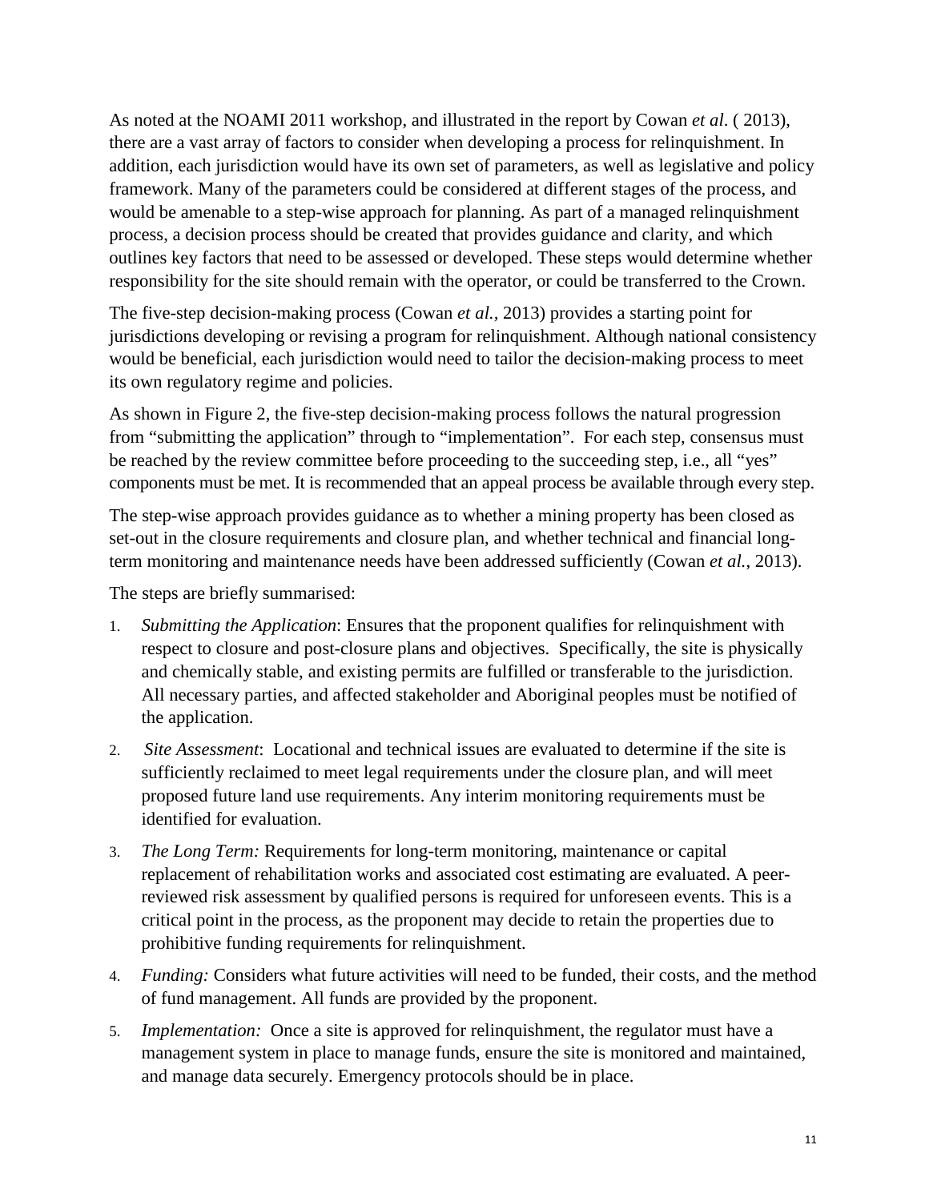As noted at the NOAMI 2011 workshop, and illustrated in the report by Cowan *et al*. ( 2013), there are a vast array of factors to consider when developing a process for relinquishment. In addition, each jurisdiction would have its own set of parameters, as well as legislative and policy framework. Many of the parameters could be considered at different stages of the process, and would be amenable to a step-wise approach for planning. As part of a managed relinquishment process, a decision process should be created that provides guidance and clarity, and which outlines key factors that need to be assessed or developed. These steps would determine whether responsibility for the site should remain with the operator, or could be transferred to the Crown.

The five-step decision-making process (Cowan *et al.*, 2013) provides a starting point for jurisdictions developing or revising a program for relinquishment. Although national consistency would be beneficial, each jurisdiction would need to tailor the decision-making process to meet its own regulatory regime and policies.

As shown in Figure 2, the five-step decision-making process follows the natural progression from "submitting the application" through to "implementation". For each step, consensus must be reached by the review committee before proceeding to the succeeding step, i.e., all "yes" components must be met. It is recommended that an appeal process be available through every step.

The step-wise approach provides guidance as to whether a mining property has been closed as set-out in the closure requirements and closure plan, and whether technical and financial long-term monitoring and maintenance needs have been addressed sufficiently (Cowan *et al.*, 2013).

The steps are briefly summarised:

1. *Submitting the Application*: Ensures that the proponent qualifies for relinquishment with respect to closure and post-closure plans and objectives. Specifically, the site is physically and chemically stable, and existing permits are fulfilled or transferable to the jurisdiction. All necessary parties, and affected stakeholder and Aboriginal peoples must be notified of the application.
2. *Site Assessment*: Locational and technical issues are evaluated to determine if the site is sufficiently reclaimed to meet legal requirements under the closure plan, and will meet proposed future land use requirements. Any interim monitoring requirements must be identified for evaluation.
3. *The Long Term:* Requirements for long-term monitoring, maintenance or capital replacement of rehabilitation works and associated cost estimating are evaluated. A peer-reviewed risk assessment by qualified persons is required for unforeseen events. This is a critical point in the process, as the proponent may decide to retain the properties due to prohibitive funding requirements for relinquishment.
4. *Funding:* Considers what future activities will need to be funded, their costs, and the method of fund management. All funds are provided by the proponent.
5. *Implementation:* Once a site is approved for relinquishment, the regulator must have a management system in place to manage funds, ensure the site is monitored and maintained, and manage data securely. Emergency protocols should be in place.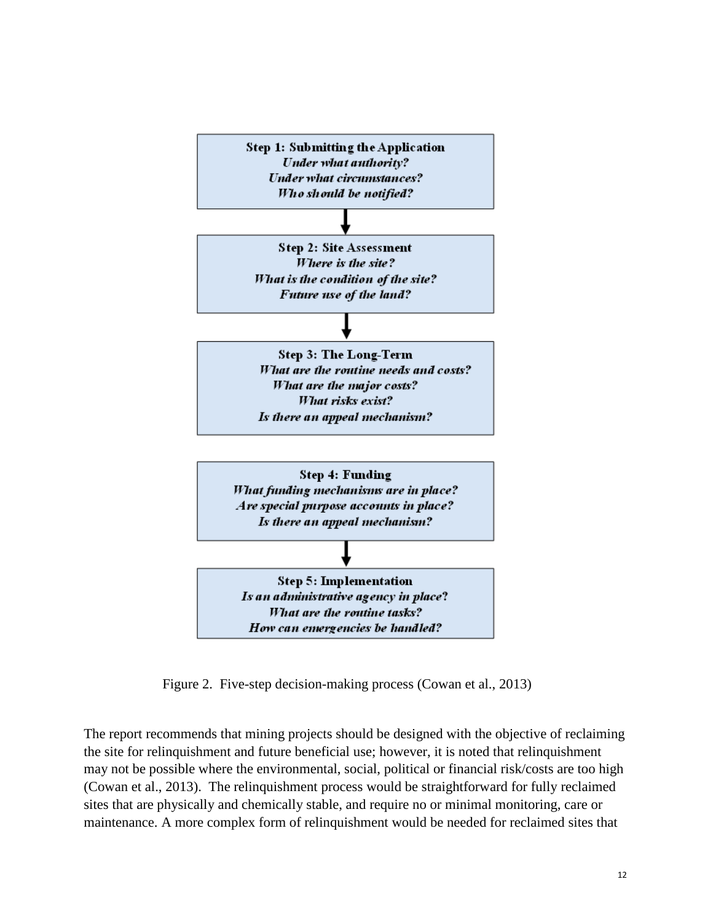**Step 1: Submitting the Application**
*Under what authority?*
*Under what circumstances?*
*Who should be notified?*

↓

**Step 2: Site Assessment**
*Where is the site?*
*What is the condition of the site?*
*Future use of the land?*

↓

**Step 3: The Long-Term**
*What are the routine needs and costs?*
*What are the major costs?*
*What risks exist?*
*Is there an appeal mechanism?*

**Step 4: Funding**
*What funding mechanisms are in place?*
*Are special purpose accounts in place?*
*Is there an appeal mechanism?*

↓

**Step 5: Implementation**
*Is an administrative agency in place?*
*What are the routine tasks?*
*How can emergencies be handled?*

Figure 2. Five-step decision-making process (Cowan et al., 2013)

The report recommends that mining projects should be designed with the objective of reclaiming the site for relinquishment and future beneficial use; however, it is noted that relinquishment may not be possible where the environmental, social, political or financial risk/costs are too high (Cowan et al., 2013). The relinquishment process would be straightforward for fully reclaimed sites that are physically and chemically stable, and require no or minimal monitoring, care or maintenance. A more complex form of relinquishment would be needed for reclaimed sites that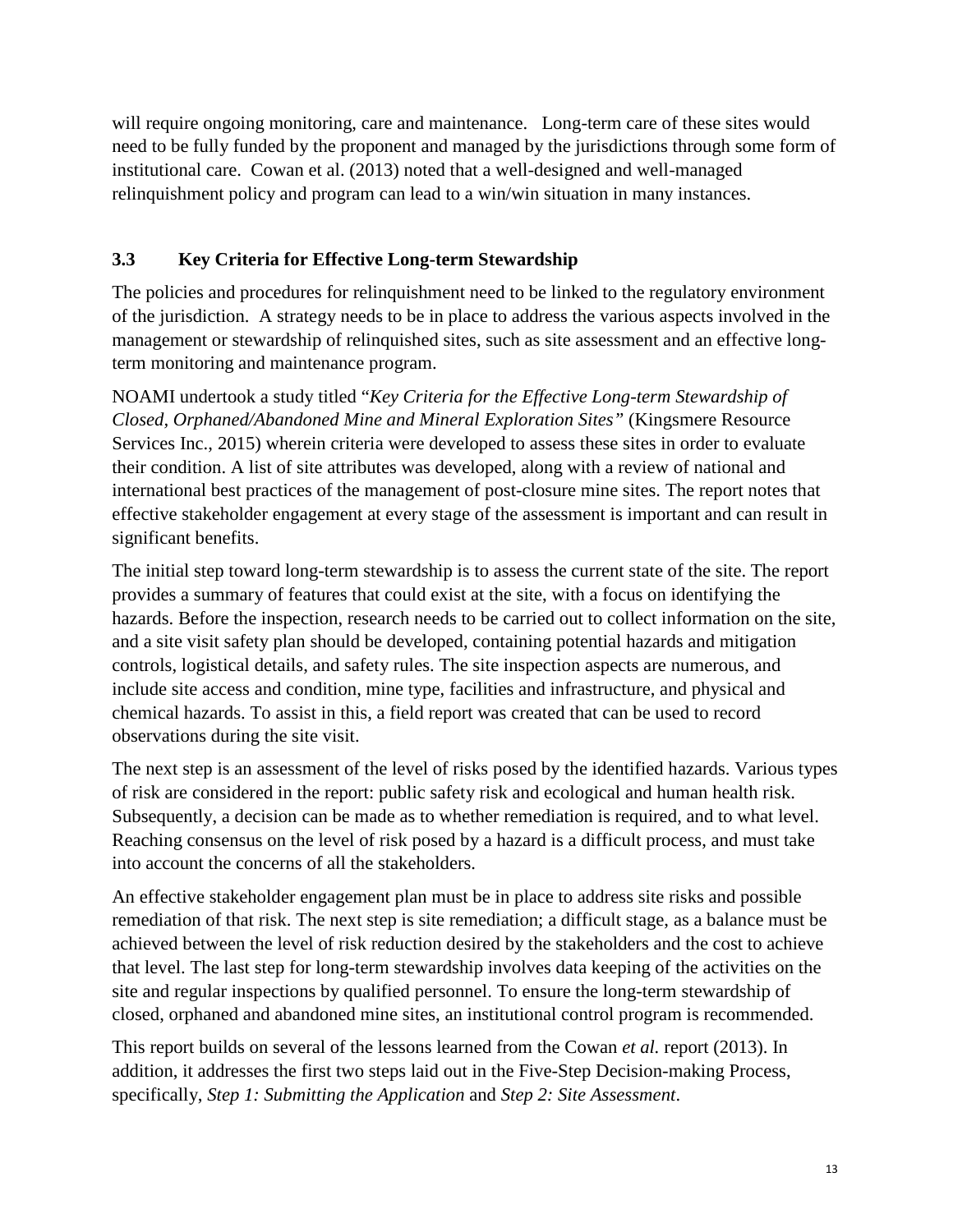will require ongoing monitoring, care and maintenance. Long-term care of these sites would need to be fully funded by the proponent and managed by the jurisdictions through some form of institutional care. Cowan et al. (2013) noted that a well-designed and well-managed relinquishment policy and program can lead to a win/win situation in many instances.

### 3.3 Key Criteria for Effective Long-term Stewardship

The policies and procedures for relinquishment need to be linked to the regulatory environment of the jurisdiction. A strategy needs to be in place to address the various aspects involved in the management or stewardship of relinquished sites, such as site assessment and an effective long-term monitoring and maintenance program.

NOAMI undertook a study titled "*Key Criteria for the Effective Long-term Stewardship of Closed, Orphaned/Abandoned Mine and Mineral Exploration Sites"* (Kingsmere Resource Services Inc., 2015) wherein criteria were developed to assess these sites in order to evaluate their condition. A list of site attributes was developed, along with a review of national and international best practices of the management of post-closure mine sites. The report notes that effective stakeholder engagement at every stage of the assessment is important and can result in significant benefits.

The initial step toward long-term stewardship is to assess the current state of the site. The report provides a summary of features that could exist at the site, with a focus on identifying the hazards. Before the inspection, research needs to be carried out to collect information on the site, and a site visit safety plan should be developed, containing potential hazards and mitigation controls, logistical details, and safety rules. The site inspection aspects are numerous, and include site access and condition, mine type, facilities and infrastructure, and physical and chemical hazards. To assist in this, a field report was created that can be used to record observations during the site visit.

The next step is an assessment of the level of risks posed by the identified hazards. Various types of risk are considered in the report: public safety risk and ecological and human health risk. Subsequently, a decision can be made as to whether remediation is required, and to what level. Reaching consensus on the level of risk posed by a hazard is a difficult process, and must take into account the concerns of all the stakeholders.

An effective stakeholder engagement plan must be in place to address site risks and possible remediation of that risk. The next step is site remediation; a difficult stage, as a balance must be achieved between the level of risk reduction desired by the stakeholders and the cost to achieve that level. The last step for long-term stewardship involves data keeping of the activities on the site and regular inspections by qualified personnel. To ensure the long-term stewardship of closed, orphaned and abandoned mine sites, an institutional control program is recommended.

This report builds on several of the lessons learned from the Cowan *et al.* report (2013). In addition, it addresses the first two steps laid out in the Five-Step Decision-making Process, specifically, *Step 1: Submitting the Application* and *Step 2: Site Assessment*.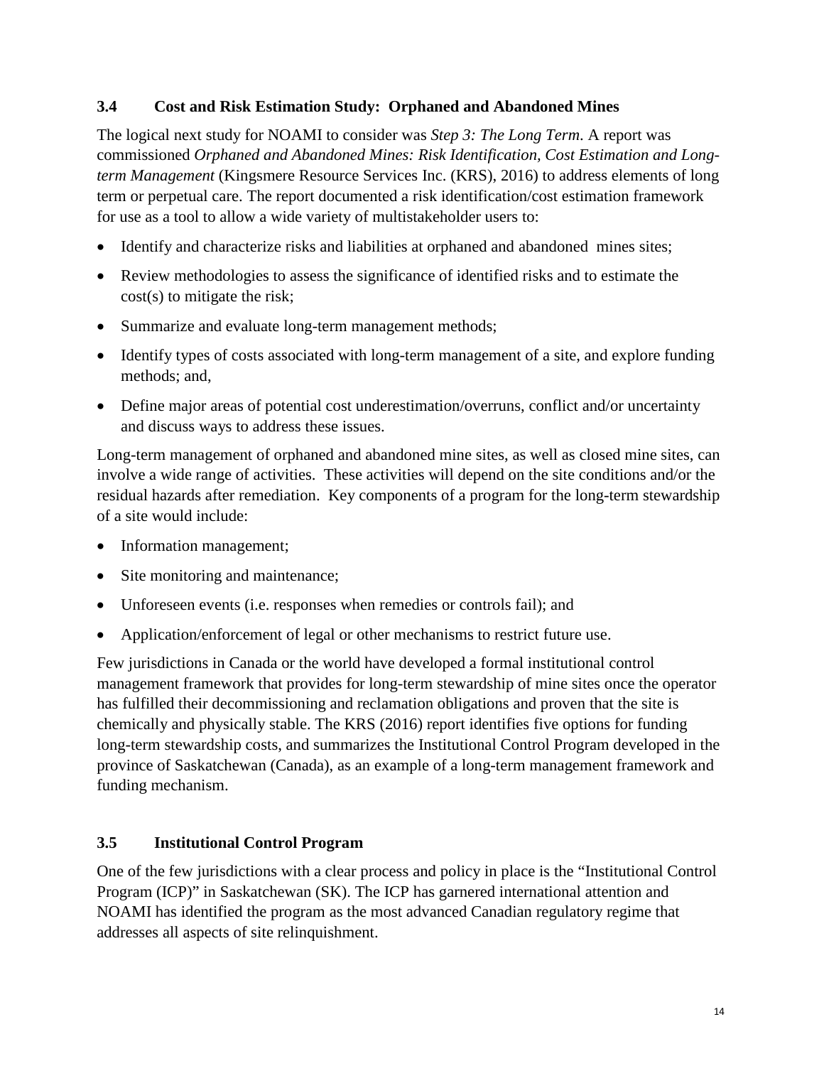### 3.4 Cost and Risk Estimation Study: Orphaned and Abandoned Mines

The logical next study for NOAMI to consider was *Step 3: The Long Term*. A report was commissioned *Orphaned and Abandoned Mines: Risk Identification, Cost Estimation and Long-term Management* (Kingsmere Resource Services Inc. (KRS), 2016) to address elements of long term or perpetual care. The report documented a risk identification/cost estimation framework for use as a tool to allow a wide variety of multistakeholder users to:

- Identify and characterize risks and liabilities at orphaned and abandoned mines sites;
- Review methodologies to assess the significance of identified risks and to estimate the cost(s) to mitigate the risk;
- Summarize and evaluate long-term management methods;
- Identify types of costs associated with long-term management of a site, and explore funding methods; and,
- Define major areas of potential cost underestimation/overruns, conflict and/or uncertainty and discuss ways to address these issues.

Long-term management of orphaned and abandoned mine sites, as well as closed mine sites, can involve a wide range of activities. These activities will depend on the site conditions and/or the residual hazards after remediation. Key components of a program for the long-term stewardship of a site would include:

- Information management;
- Site monitoring and maintenance;
- Unforeseen events (i.e. responses when remedies or controls fail); and
- Application/enforcement of legal or other mechanisms to restrict future use.

Few jurisdictions in Canada or the world have developed a formal institutional control management framework that provides for long-term stewardship of mine sites once the operator has fulfilled their decommissioning and reclamation obligations and proven that the site is chemically and physically stable. The KRS (2016) report identifies five options for funding long-term stewardship costs, and summarizes the Institutional Control Program developed in the province of Saskatchewan (Canada), as an example of a long-term management framework and funding mechanism.

### 3.5 Institutional Control Program

One of the few jurisdictions with a clear process and policy in place is the "Institutional Control Program (ICP)" in Saskatchewan (SK). The ICP has garnered international attention and NOAMI has identified the program as the most advanced Canadian regulatory regime that addresses all aspects of site relinquishment.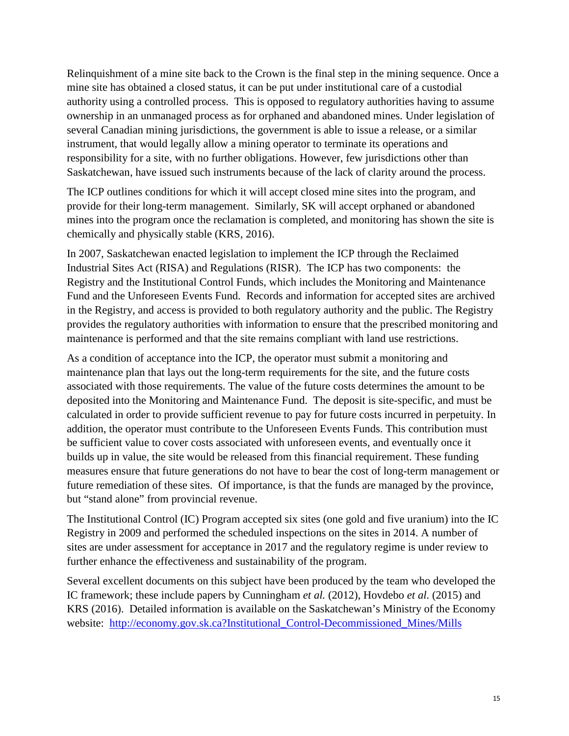Relinquishment of a mine site back to the Crown is the final step in the mining sequence. Once a mine site has obtained a closed status, it can be put under institutional care of a custodial authority using a controlled process. This is opposed to regulatory authorities having to assume ownership in an unmanaged process as for orphaned and abandoned mines. Under legislation of several Canadian mining jurisdictions, the government is able to issue a release, or a similar instrument, that would legally allow a mining operator to terminate its operations and responsibility for a site, with no further obligations. However, few jurisdictions other than Saskatchewan, have issued such instruments because of the lack of clarity around the process.

The ICP outlines conditions for which it will accept closed mine sites into the program, and provide for their long-term management. Similarly, SK will accept orphaned or abandoned mines into the program once the reclamation is completed, and monitoring has shown the site is chemically and physically stable (KRS, 2016).

In 2007, Saskatchewan enacted legislation to implement the ICP through the Reclaimed Industrial Sites Act (RISA) and Regulations (RISR). The ICP has two components: the Registry and the Institutional Control Funds, which includes the Monitoring and Maintenance Fund and the Unforeseen Events Fund. Records and information for accepted sites are archived in the Registry, and access is provided to both regulatory authority and the public. The Registry provides the regulatory authorities with information to ensure that the prescribed monitoring and maintenance is performed and that the site remains compliant with land use restrictions.

As a condition of acceptance into the ICP, the operator must submit a monitoring and maintenance plan that lays out the long-term requirements for the site, and the future costs associated with those requirements. The value of the future costs determines the amount to be deposited into the Monitoring and Maintenance Fund. The deposit is site-specific, and must be calculated in order to provide sufficient revenue to pay for future costs incurred in perpetuity. In addition, the operator must contribute to the Unforeseen Events Funds. This contribution must be sufficient value to cover costs associated with unforeseen events, and eventually once it builds up in value, the site would be released from this financial requirement. These funding measures ensure that future generations do not have to bear the cost of long-term management or future remediation of these sites. Of importance, is that the funds are managed by the province, but "stand alone" from provincial revenue.

The Institutional Control (IC) Program accepted six sites (one gold and five uranium) into the IC Registry in 2009 and performed the scheduled inspections on the sites in 2014. A number of sites are under assessment for acceptance in 2017 and the regulatory regime is under review to further enhance the effectiveness and sustainability of the program.

Several excellent documents on this subject have been produced by the team who developed the IC framework; these include papers by Cunningham *et al.* (2012), Hovdebo *et al.* (2015) and KRS (2016). Detailed information is available on the Saskatchewan's Ministry of the Economy website: [http://economy.gov.sk.ca?Institutional_Control-Decommissioned_Mines/Mills](http://economy.gov.sk.ca?Institutional_Control-Decommissioned_Mines/Mills)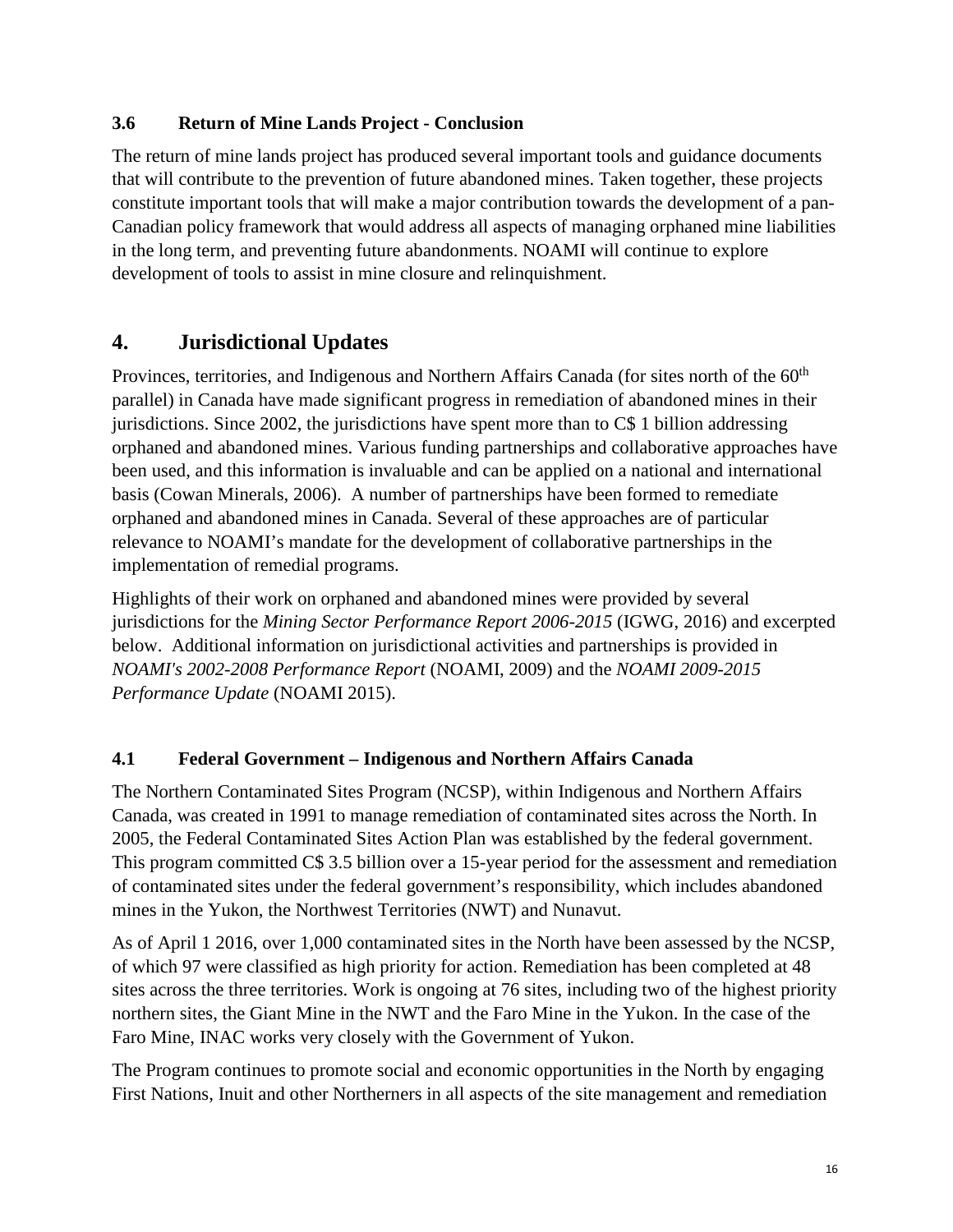### 3.6 Return of Mine Lands Project - Conclusion

The return of mine lands project has produced several important tools and guidance documents that will contribute to the prevention of future abandoned mines. Taken together, these projects constitute important tools that will make a major contribution towards the development of a pan-Canadian policy framework that would address all aspects of managing orphaned mine liabilities in the long term, and preventing future abandonments. NOAMI will continue to explore development of tools to assist in mine closure and relinquishment.

## 4. Jurisdictional Updates

Provinces, territories, and Indigenous and Northern Affairs Canada (for sites north of the 60th parallel) in Canada have made significant progress in remediation of abandoned mines in their jurisdictions. Since 2002, the jurisdictions have spent more than to C$ 1 billion addressing orphaned and abandoned mines. Various funding partnerships and collaborative approaches have been used, and this information is invaluable and can be applied on a national and international basis (Cowan Minerals, 2006). A number of partnerships have been formed to remediate orphaned and abandoned mines in Canada. Several of these approaches are of particular relevance to NOAMI's mandate for the development of collaborative partnerships in the implementation of remedial programs.

Highlights of their work on orphaned and abandoned mines were provided by several jurisdictions for the *Mining Sector Performance Report 2006-2015* (IGWG, 2016) and excerpted below. Additional information on jurisdictional activities and partnerships is provided in *NOAMI's 2002-2008 Performance Report* (NOAMI, 2009) and the *NOAMI 2009-2015 Performance Update* (NOAMI 2015).

### 4.1 Federal Government – Indigenous and Northern Affairs Canada

The Northern Contaminated Sites Program (NCSP), within Indigenous and Northern Affairs Canada, was created in 1991 to manage remediation of contaminated sites across the North. In 2005, the Federal Contaminated Sites Action Plan was established by the federal government. This program committed C$ 3.5 billion over a 15-year period for the assessment and remediation of contaminated sites under the federal government's responsibility, which includes abandoned mines in the Yukon, the Northwest Territories (NWT) and Nunavut.

As of April 1 2016, over 1,000 contaminated sites in the North have been assessed by the NCSP, of which 97 were classified as high priority for action. Remediation has been completed at 48 sites across the three territories. Work is ongoing at 76 sites, including two of the highest priority northern sites, the Giant Mine in the NWT and the Faro Mine in the Yukon. In the case of the Faro Mine, INAC works very closely with the Government of Yukon.

The Program continues to promote social and economic opportunities in the North by engaging First Nations, Inuit and other Northerners in all aspects of the site management and remediation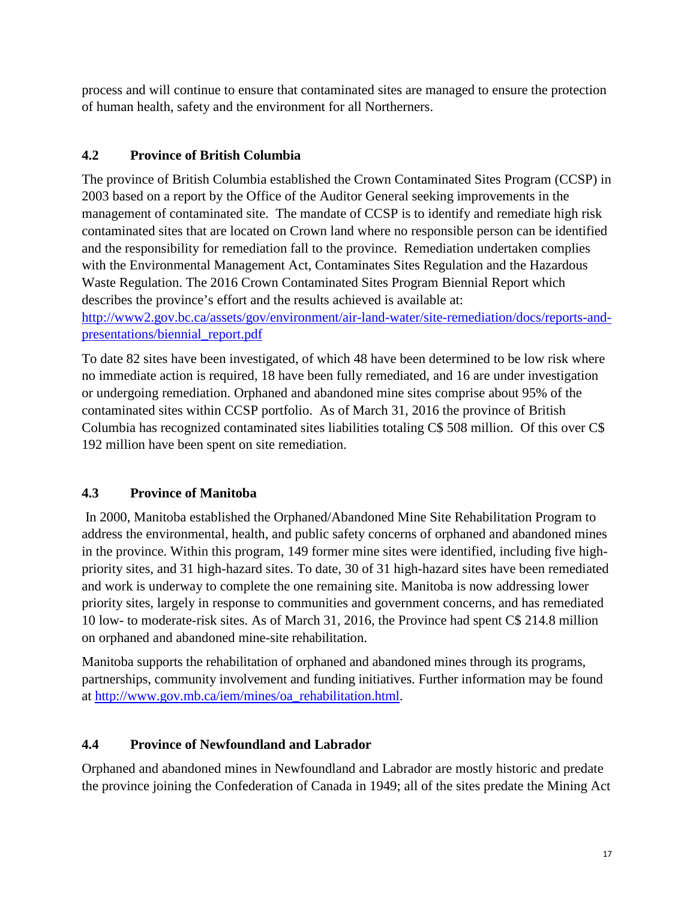process and will continue to ensure that contaminated sites are managed to ensure the protection of human health, safety and the environment for all Northerners.

### 4.2 Province of British Columbia

The province of British Columbia established the Crown Contaminated Sites Program (CCSP) in 2003 based on a report by the Office of the Auditor General seeking improvements in the management of contaminated site. The mandate of CCSP is to identify and remediate high risk contaminated sites that are located on Crown land where no responsible person can be identified and the responsibility for remediation fall to the province. Remediation undertaken complies with the Environmental Management Act, Contaminates Sites Regulation and the Hazardous Waste Regulation. The 2016 Crown Contaminated Sites Program Biennial Report which describes the province's effort and the results achieved is available at: [http://www2.gov.bc.ca/assets/gov/environment/air-land-water/site-remediation/docs/reports-and-presentations/biennial_report.pdf](http://www2.gov.bc.ca/assets/gov/environment/air-land-water/site-remediation/docs/reports-and-presentations/biennial_report.pdf)

To date 82 sites have been investigated, of which 48 have been determined to be low risk where no immediate action is required, 18 have been fully remediated, and 16 are under investigation or undergoing remediation. Orphaned and abandoned mine sites comprise about 95% of the contaminated sites within CCSP portfolio. As of March 31, 2016 the province of British Columbia has recognized contaminated sites liabilities totaling C$ 508 million. Of this over C$ 192 million have been spent on site remediation.

### 4.3 Province of Manitoba

In 2000, Manitoba established the Orphaned/Abandoned Mine Site Rehabilitation Program to address the environmental, health, and public safety concerns of orphaned and abandoned mines in the province. Within this program, 149 former mine sites were identified, including five high-priority sites, and 31 high-hazard sites. To date, 30 of 31 high-hazard sites have been remediated and work is underway to complete the one remaining site. Manitoba is now addressing lower priority sites, largely in response to communities and government concerns, and has remediated 10 low- to moderate-risk sites. As of March 31, 2016, the Province had spent C$ 214.8 million on orphaned and abandoned mine-site rehabilitation.

Manitoba supports the rehabilitation of orphaned and abandoned mines through its programs, partnerships, community involvement and funding initiatives. Further information may be found at [http://www.gov.mb.ca/iem/mines/oa_rehabilitation.html](http://www.gov.mb.ca/iem/mines/oa_rehabilitation.html).

### 4.4 Province of Newfoundland and Labrador

Orphaned and abandoned mines in Newfoundland and Labrador are mostly historic and predate the province joining the Confederation of Canada in 1949; all of the sites predate the Mining Act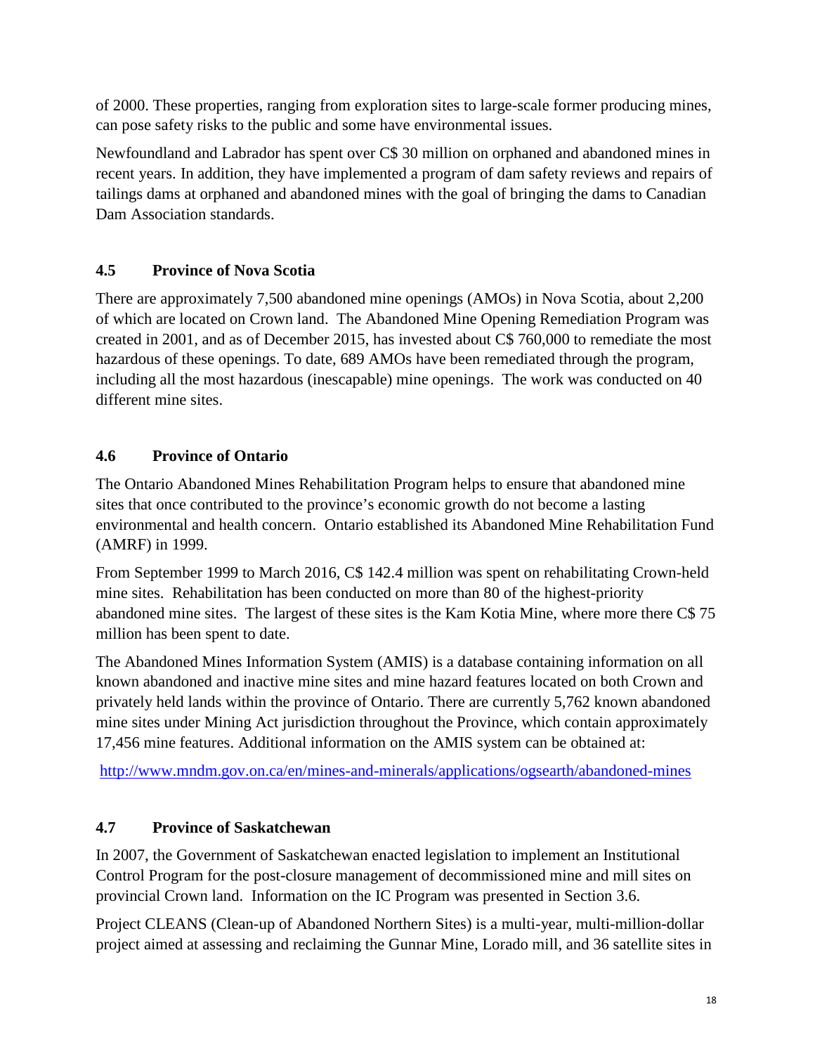of 2000. These properties, ranging from exploration sites to large-scale former producing mines, can pose safety risks to the public and some have environmental issues.

Newfoundland and Labrador has spent over C$ 30 million on orphaned and abandoned mines in recent years. In addition, they have implemented a program of dam safety reviews and repairs of tailings dams at orphaned and abandoned mines with the goal of bringing the dams to Canadian Dam Association standards.

### 4.5 Province of Nova Scotia

There are approximately 7,500 abandoned mine openings (AMOs) in Nova Scotia, about 2,200 of which are located on Crown land. The Abandoned Mine Opening Remediation Program was created in 2001, and as of December 2015, has invested about C$ 760,000 to remediate the most hazardous of these openings. To date, 689 AMOs have been remediated through the program, including all the most hazardous (inescapable) mine openings. The work was conducted on 40 different mine sites.

### 4.6 Province of Ontario

The Ontario Abandoned Mines Rehabilitation Program helps to ensure that abandoned mine sites that once contributed to the province's economic growth do not become a lasting environmental and health concern. Ontario established its Abandoned Mine Rehabilitation Fund (AMRF) in 1999.

From September 1999 to March 2016, C$ 142.4 million was spent on rehabilitating Crown-held mine sites. Rehabilitation has been conducted on more than 80 of the highest-priority abandoned mine sites. The largest of these sites is the Kam Kotia Mine, where more there C$ 75 million has been spent to date.

The Abandoned Mines Information System (AMIS) is a database containing information on all known abandoned and inactive mine sites and mine hazard features located on both Crown and privately held lands within the province of Ontario. There are currently 5,762 known abandoned mine sites under Mining Act jurisdiction throughout the Province, which contain approximately 17,456 mine features. Additional information on the AMIS system can be obtained at:

http://www.mndm.gov.on.ca/en/mines-and-minerals/applications/ogsearth/abandoned-mines

### 4.7 Province of Saskatchewan

In 2007, the Government of Saskatchewan enacted legislation to implement an Institutional Control Program for the post-closure management of decommissioned mine and mill sites on provincial Crown land. Information on the IC Program was presented in Section 3.6.

Project CLEANS (Clean-up of Abandoned Northern Sites) is a multi-year, multi-million-dollar project aimed at assessing and reclaiming the Gunnar Mine, Lorado mill, and 36 satellite sites in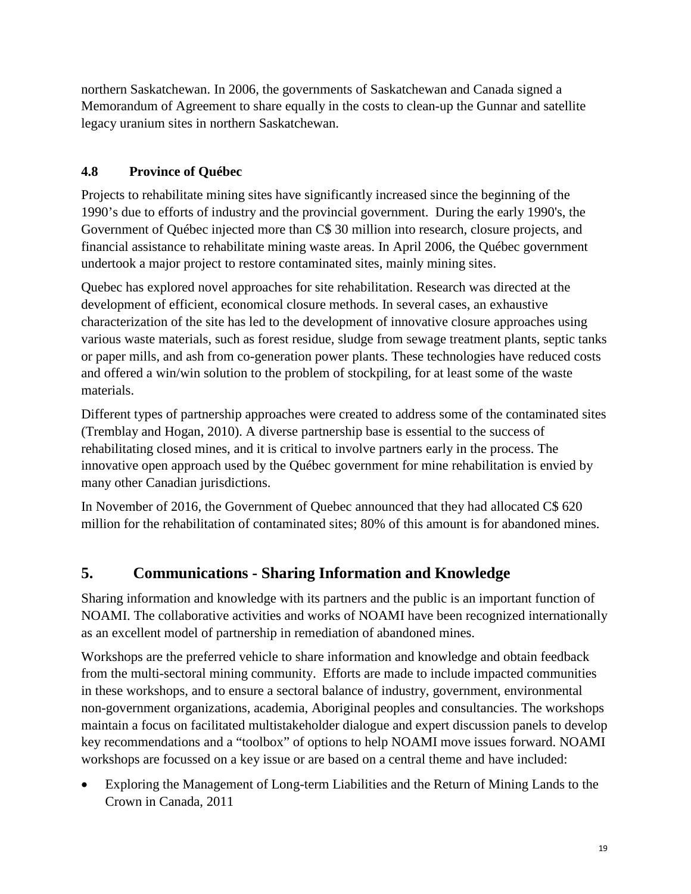northern Saskatchewan. In 2006, the governments of Saskatchewan and Canada signed a Memorandum of Agreement to share equally in the costs to clean-up the Gunnar and satellite legacy uranium sites in northern Saskatchewan.

### 4.8 Province of Québec

Projects to rehabilitate mining sites have significantly increased since the beginning of the 1990's due to efforts of industry and the provincial government. During the early 1990's, the Government of Québec injected more than C$ 30 million into research, closure projects, and financial assistance to rehabilitate mining waste areas. In April 2006, the Québec government undertook a major project to restore contaminated sites, mainly mining sites.

Quebec has explored novel approaches for site rehabilitation. Research was directed at the development of efficient, economical closure methods. In several cases, an exhaustive characterization of the site has led to the development of innovative closure approaches using various waste materials, such as forest residue, sludge from sewage treatment plants, septic tanks or paper mills, and ash from co-generation power plants. These technologies have reduced costs and offered a win/win solution to the problem of stockpiling, for at least some of the waste materials.

Different types of partnership approaches were created to address some of the contaminated sites (Tremblay and Hogan, 2010). A diverse partnership base is essential to the success of rehabilitating closed mines, and it is critical to involve partners early in the process. The innovative open approach used by the Québec government for mine rehabilitation is envied by many other Canadian jurisdictions.

In November of 2016, the Government of Quebec announced that they had allocated C$ 620 million for the rehabilitation of contaminated sites; 80% of this amount is for abandoned mines.

## 5. Communications - Sharing Information and Knowledge

Sharing information and knowledge with its partners and the public is an important function of NOAMI. The collaborative activities and works of NOAMI have been recognized internationally as an excellent model of partnership in remediation of abandoned mines.

Workshops are the preferred vehicle to share information and knowledge and obtain feedback from the multi-sectoral mining community. Efforts are made to include impacted communities in these workshops, and to ensure a sectoral balance of industry, government, environmental non-government organizations, academia, Aboriginal peoples and consultancies. The workshops maintain a focus on facilitated multistakeholder dialogue and expert discussion panels to develop key recommendations and a "toolbox" of options to help NOAMI move issues forward. NOAMI workshops are focussed on a key issue or are based on a central theme and have included:

- Exploring the Management of Long-term Liabilities and the Return of Mining Lands to the Crown in Canada, 2011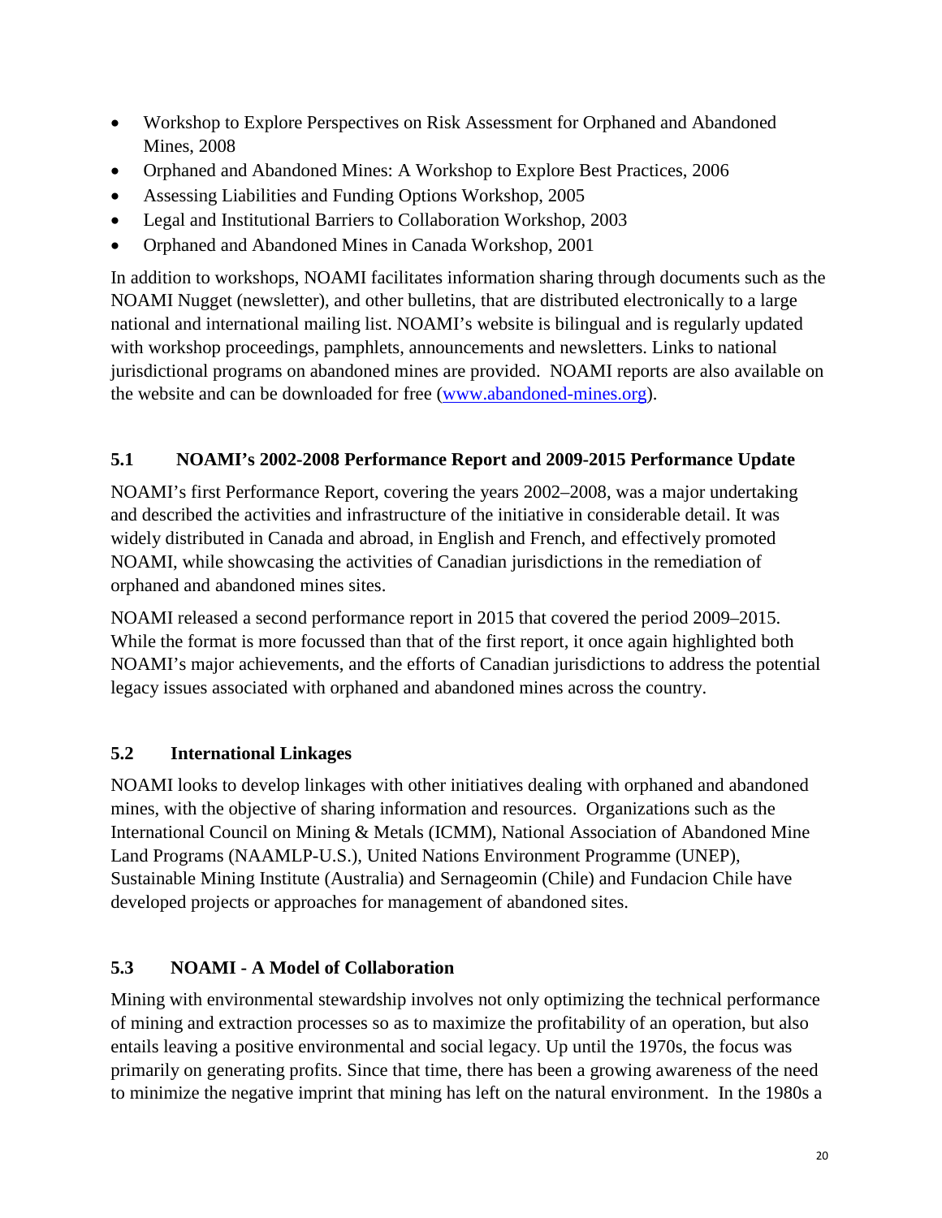- Workshop to Explore Perspectives on Risk Assessment for Orphaned and Abandoned Mines, 2008
- Orphaned and Abandoned Mines: A Workshop to Explore Best Practices, 2006
- Assessing Liabilities and Funding Options Workshop, 2005
- Legal and Institutional Barriers to Collaboration Workshop, 2003
- Orphaned and Abandoned Mines in Canada Workshop, 2001

In addition to workshops, NOAMI facilitates information sharing through documents such as the NOAMI Nugget (newsletter), and other bulletins, that are distributed electronically to a large national and international mailing list. NOAMI's website is bilingual and is regularly updated with workshop proceedings, pamphlets, announcements and newsletters. Links to national jurisdictional programs on abandoned mines are provided. NOAMI reports are also available on the website and can be downloaded for free ([www.abandoned-mines.org](http://www.abandoned-mines.org)).

### 5.1 NOAMI's 2002-2008 Performance Report and 2009-2015 Performance Update

NOAMI's first Performance Report, covering the years 2002–2008, was a major undertaking and described the activities and infrastructure of the initiative in considerable detail. It was widely distributed in Canada and abroad, in English and French, and effectively promoted NOAMI, while showcasing the activities of Canadian jurisdictions in the remediation of orphaned and abandoned mines sites.

NOAMI released a second performance report in 2015 that covered the period 2009–2015. While the format is more focussed than that of the first report, it once again highlighted both NOAMI's major achievements, and the efforts of Canadian jurisdictions to address the potential legacy issues associated with orphaned and abandoned mines across the country.

### 5.2 International Linkages

NOAMI looks to develop linkages with other initiatives dealing with orphaned and abandoned mines, with the objective of sharing information and resources. Organizations such as the International Council on Mining & Metals (ICMM), National Association of Abandoned Mine Land Programs (NAAMLP-U.S.), United Nations Environment Programme (UNEP), Sustainable Mining Institute (Australia) and Sernageomin (Chile) and Fundacion Chile have developed projects or approaches for management of abandoned sites.

### 5.3 NOAMI - A Model of Collaboration

Mining with environmental stewardship involves not only optimizing the technical performance of mining and extraction processes so as to maximize the profitability of an operation, but also entails leaving a positive environmental and social legacy. Up until the 1970s, the focus was primarily on generating profits. Since that time, there has been a growing awareness of the need to minimize the negative imprint that mining has left on the natural environment. In the 1980s a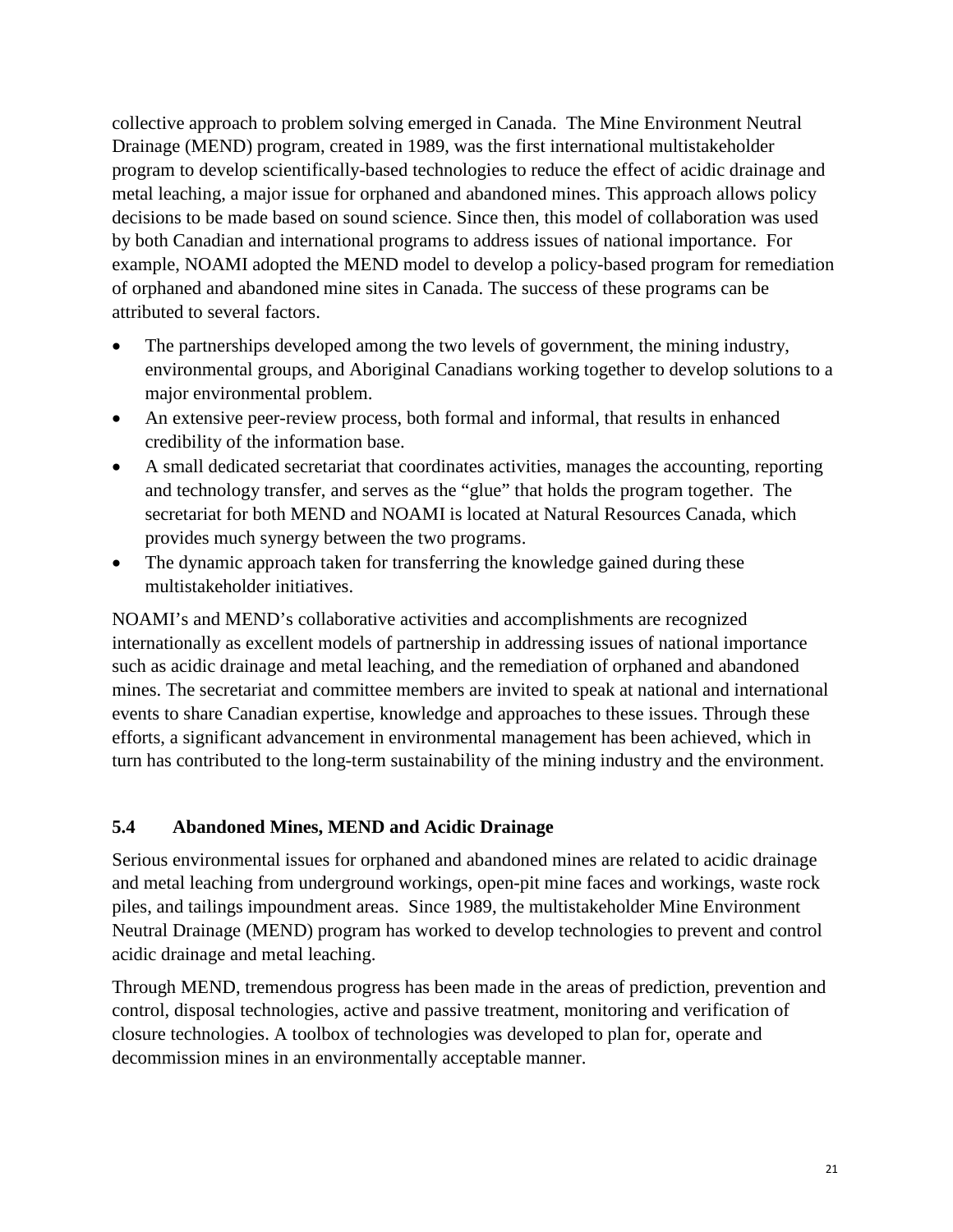collective approach to problem solving emerged in Canada. The Mine Environment Neutral Drainage (MEND) program, created in 1989, was the first international multistakeholder program to develop scientifically-based technologies to reduce the effect of acidic drainage and metal leaching, a major issue for orphaned and abandoned mines. This approach allows policy decisions to be made based on sound science. Since then, this model of collaboration was used by both Canadian and international programs to address issues of national importance. For example, NOAMI adopted the MEND model to develop a policy-based program for remediation of orphaned and abandoned mine sites in Canada. The success of these programs can be attributed to several factors.

- The partnerships developed among the two levels of government, the mining industry, environmental groups, and Aboriginal Canadians working together to develop solutions to a major environmental problem.
- An extensive peer-review process, both formal and informal, that results in enhanced credibility of the information base.
- A small dedicated secretariat that coordinates activities, manages the accounting, reporting and technology transfer, and serves as the "glue" that holds the program together. The secretariat for both MEND and NOAMI is located at Natural Resources Canada, which provides much synergy between the two programs.
- The dynamic approach taken for transferring the knowledge gained during these multistakeholder initiatives.

NOAMI's and MEND's collaborative activities and accomplishments are recognized internationally as excellent models of partnership in addressing issues of national importance such as acidic drainage and metal leaching, and the remediation of orphaned and abandoned mines. The secretariat and committee members are invited to speak at national and international events to share Canadian expertise, knowledge and approaches to these issues. Through these efforts, a significant advancement in environmental management has been achieved, which in turn has contributed to the long-term sustainability of the mining industry and the environment.

### 5.4 Abandoned Mines, MEND and Acidic Drainage

Serious environmental issues for orphaned and abandoned mines are related to acidic drainage and metal leaching from underground workings, open-pit mine faces and workings, waste rock piles, and tailings impoundment areas. Since 1989, the multistakeholder Mine Environment Neutral Drainage (MEND) program has worked to develop technologies to prevent and control acidic drainage and metal leaching.

Through MEND, tremendous progress has been made in the areas of prediction, prevention and control, disposal technologies, active and passive treatment, monitoring and verification of closure technologies. A toolbox of technologies was developed to plan for, operate and decommission mines in an environmentally acceptable manner.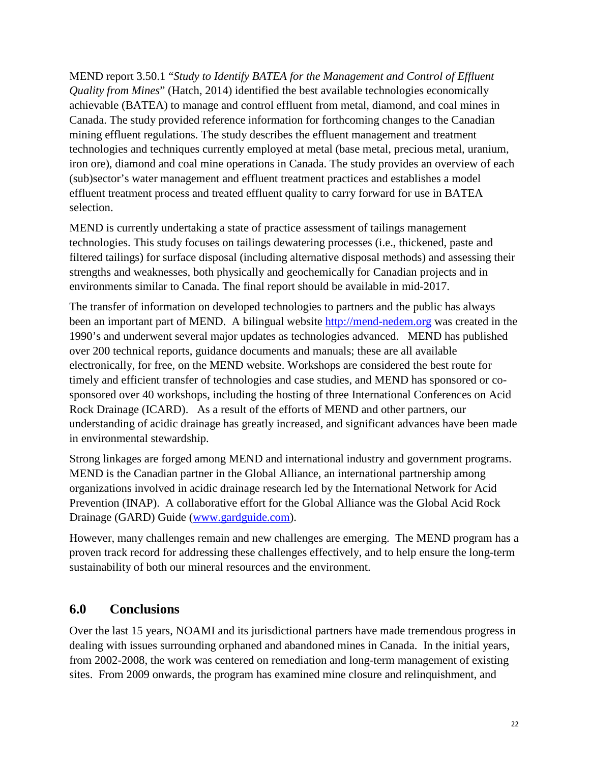MEND report 3.50.1 "*Study to Identify BATEA for the Management and Control of Effluent Quality from Mines*" (Hatch, 2014) identified the best available technologies economically achievable (BATEA) to manage and control effluent from metal, diamond, and coal mines in Canada. The study provided reference information for forthcoming changes to the Canadian mining effluent regulations. The study describes the effluent management and treatment technologies and techniques currently employed at metal (base metal, precious metal, uranium, iron ore), diamond and coal mine operations in Canada. The study provides an overview of each (sub)sector's water management and effluent treatment practices and establishes a model effluent treatment process and treated effluent quality to carry forward for use in BATEA selection.

MEND is currently undertaking a state of practice assessment of tailings management technologies. This study focuses on tailings dewatering processes (i.e., thickened, paste and filtered tailings) for surface disposal (including alternative disposal methods) and assessing their strengths and weaknesses, both physically and geochemically for Canadian projects and in environments similar to Canada. The final report should be available in mid-2017.

The transfer of information on developed technologies to partners and the public has always been an important part of MEND. A bilingual website http://mend-nedem.org was created in the 1990's and underwent several major updates as technologies advanced. MEND has published over 200 technical reports, guidance documents and manuals; these are all available electronically, for free, on the MEND website. Workshops are considered the best route for timely and efficient transfer of technologies and case studies, and MEND has sponsored or co-sponsored over 40 workshops, including the hosting of three International Conferences on Acid Rock Drainage (ICARD). As a result of the efforts of MEND and other partners, our understanding of acidic drainage has greatly increased, and significant advances have been made in environmental stewardship.

Strong linkages are forged among MEND and international industry and government programs. MEND is the Canadian partner in the Global Alliance, an international partnership among organizations involved in acidic drainage research led by the International Network for Acid Prevention (INAP). A collaborative effort for the Global Alliance was the Global Acid Rock Drainage (GARD) Guide (www.gardguide.com).

However, many challenges remain and new challenges are emerging. The MEND program has a proven track record for addressing these challenges effectively, and to help ensure the long-term sustainability of both our mineral resources and the environment.

## 6.0 Conclusions

Over the last 15 years, NOAMI and its jurisdictional partners have made tremendous progress in dealing with issues surrounding orphaned and abandoned mines in Canada. In the initial years, from 2002-2008, the work was centered on remediation and long-term management of existing sites. From 2009 onwards, the program has examined mine closure and relinquishment, and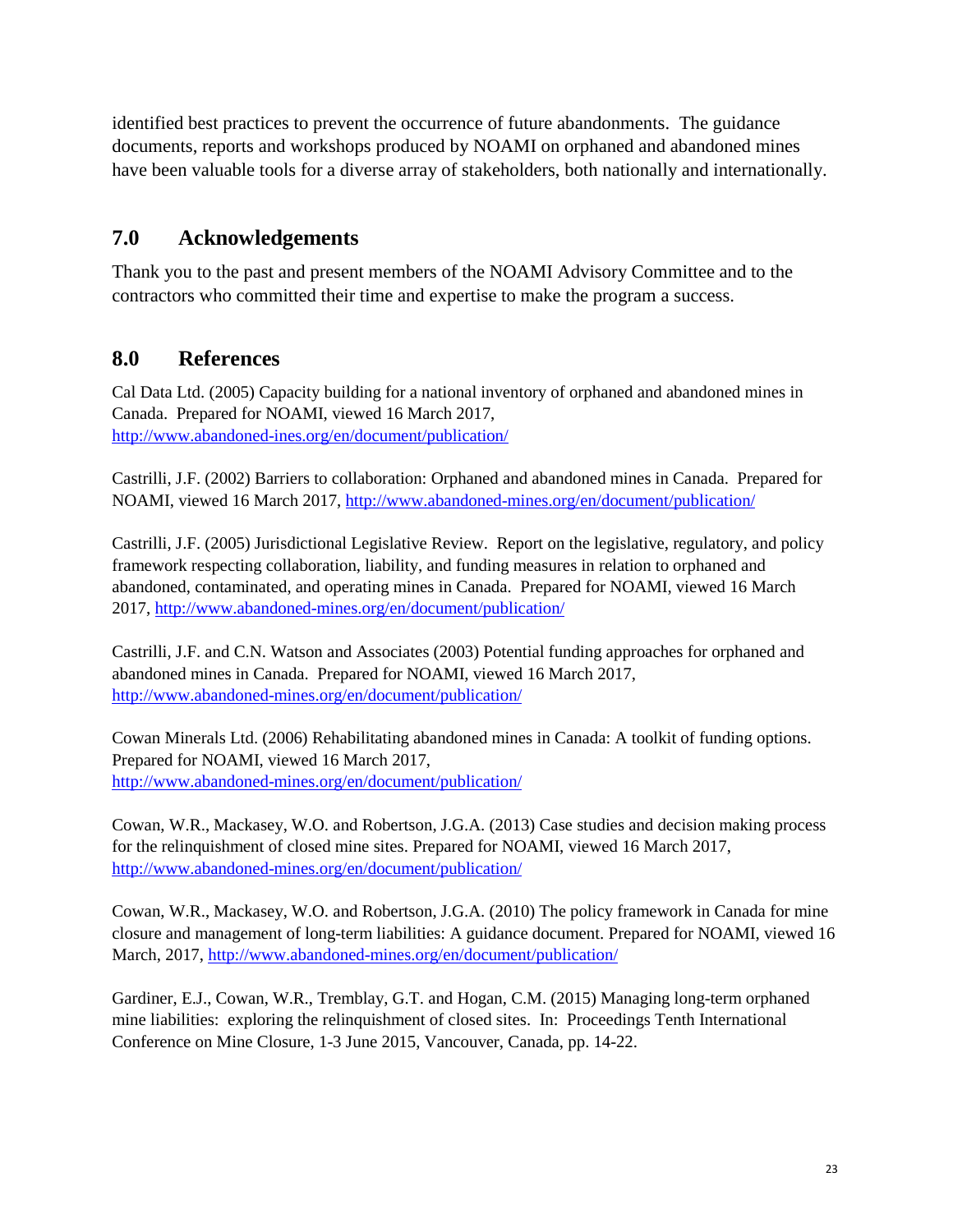identified best practices to prevent the occurrence of future abandonments. The guidance documents, reports and workshops produced by NOAMI on orphaned and abandoned mines have been valuable tools for a diverse array of stakeholders, both nationally and internationally.

## 7.0 Acknowledgements

Thank you to the past and present members of the NOAMI Advisory Committee and to the contractors who committed their time and expertise to make the program a success.

## 8.0 References

Cal Data Ltd. (2005) Capacity building for a national inventory of orphaned and abandoned mines in Canada. Prepared for NOAMI, viewed 16 March 2017, http://www.abandoned-ines.org/en/document/publication/

Castrilli, J.F. (2002) Barriers to collaboration: Orphaned and abandoned mines in Canada. Prepared for NOAMI, viewed 16 March 2017, http://www.abandoned-mines.org/en/document/publication/

Castrilli, J.F. (2005) Jurisdictional Legislative Review. Report on the legislative, regulatory, and policy framework respecting collaboration, liability, and funding measures in relation to orphaned and abandoned, contaminated, and operating mines in Canada. Prepared for NOAMI, viewed 16 March 2017, http://www.abandoned-mines.org/en/document/publication/

Castrilli, J.F. and C.N. Watson and Associates (2003) Potential funding approaches for orphaned and abandoned mines in Canada. Prepared for NOAMI, viewed 16 March 2017, http://www.abandoned-mines.org/en/document/publication/

Cowan Minerals Ltd. (2006) Rehabilitating abandoned mines in Canada: A toolkit of funding options. Prepared for NOAMI, viewed 16 March 2017, http://www.abandoned-mines.org/en/document/publication/

Cowan, W.R., Mackasey, W.O. and Robertson, J.G.A. (2013) Case studies and decision making process for the relinquishment of closed mine sites. Prepared for NOAMI, viewed 16 March 2017, http://www.abandoned-mines.org/en/document/publication/

Cowan, W.R., Mackasey, W.O. and Robertson, J.G.A. (2010) The policy framework in Canada for mine closure and management of long-term liabilities: A guidance document. Prepared for NOAMI, viewed 16 March, 2017, http://www.abandoned-mines.org/en/document/publication/

Gardiner, E.J., Cowan, W.R., Tremblay, G.T. and Hogan, C.M. (2015) Managing long-term orphaned mine liabilities: exploring the relinquishment of closed sites. In: Proceedings Tenth International Conference on Mine Closure, 1-3 June 2015, Vancouver, Canada, pp. 14-22.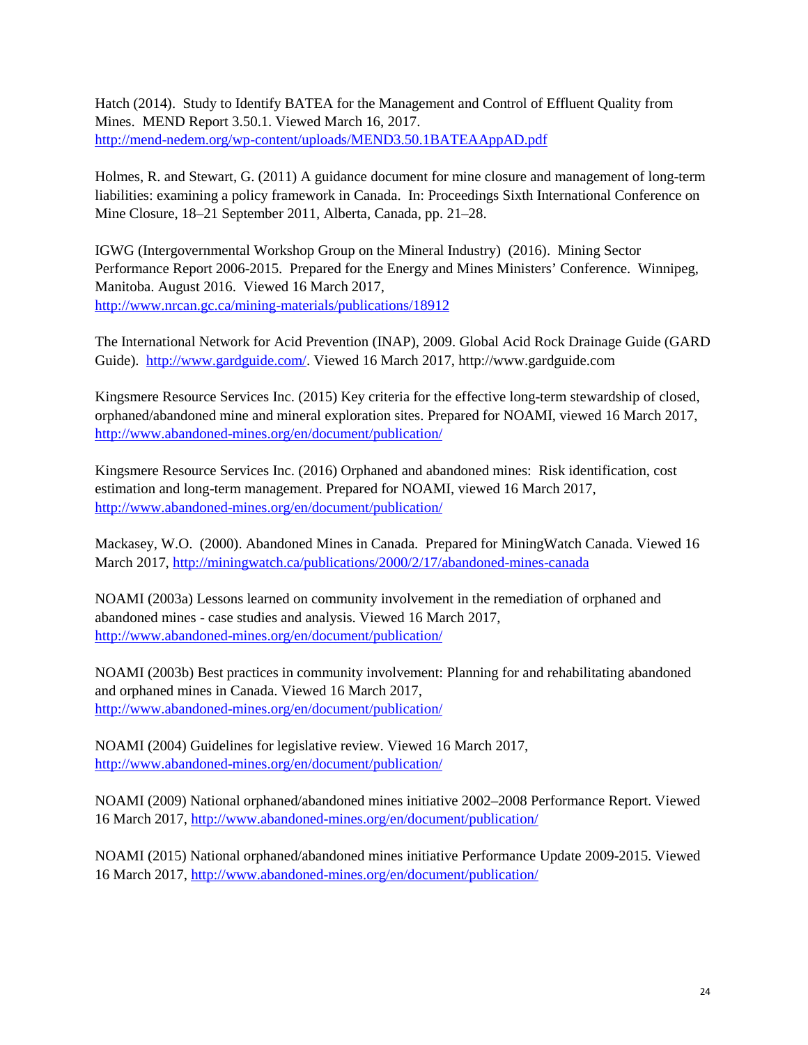Hatch (2014). Study to Identify BATEA for the Management and Control of Effluent Quality from Mines. MEND Report 3.50.1. Viewed March 16, 2017. http://mend-nedem.org/wp-content/uploads/MEND3.50.1BATEAAppAD.pdf

Holmes, R. and Stewart, G. (2011) A guidance document for mine closure and management of long-term liabilities: examining a policy framework in Canada. In: Proceedings Sixth International Conference on Mine Closure, 18–21 September 2011, Alberta, Canada, pp. 21–28.

IGWG (Intergovernmental Workshop Group on the Mineral Industry) (2016). Mining Sector Performance Report 2006-2015. Prepared for the Energy and Mines Ministers' Conference. Winnipeg, Manitoba. August 2016. Viewed 16 March 2017, http://www.nrcan.gc.ca/mining-materials/publications/18912

The International Network for Acid Prevention (INAP), 2009. Global Acid Rock Drainage Guide (GARD Guide). http://www.gardguide.com/. Viewed 16 March 2017, http://www.gardguide.com

Kingsmere Resource Services Inc. (2015) Key criteria for the effective long-term stewardship of closed, orphaned/abandoned mine and mineral exploration sites. Prepared for NOAMI, viewed 16 March 2017, http://www.abandoned-mines.org/en/document/publication/

Kingsmere Resource Services Inc. (2016) Orphaned and abandoned mines: Risk identification, cost estimation and long-term management. Prepared for NOAMI, viewed 16 March 2017, http://www.abandoned-mines.org/en/document/publication/

Mackasey, W.O. (2000). Abandoned Mines in Canada. Prepared for MiningWatch Canada. Viewed 16 March 2017, http://miningwatch.ca/publications/2000/2/17/abandoned-mines-canada

NOAMI (2003a) Lessons learned on community involvement in the remediation of orphaned and abandoned mines - case studies and analysis. Viewed 16 March 2017, http://www.abandoned-mines.org/en/document/publication/

NOAMI (2003b) Best practices in community involvement: Planning for and rehabilitating abandoned and orphaned mines in Canada. Viewed 16 March 2017, http://www.abandoned-mines.org/en/document/publication/

NOAMI (2004) Guidelines for legislative review. Viewed 16 March 2017, http://www.abandoned-mines.org/en/document/publication/

NOAMI (2009) National orphaned/abandoned mines initiative 2002–2008 Performance Report. Viewed 16 March 2017, http://www.abandoned-mines.org/en/document/publication/

NOAMI (2015) National orphaned/abandoned mines initiative Performance Update 2009-2015. Viewed 16 March 2017, http://www.abandoned-mines.org/en/document/publication/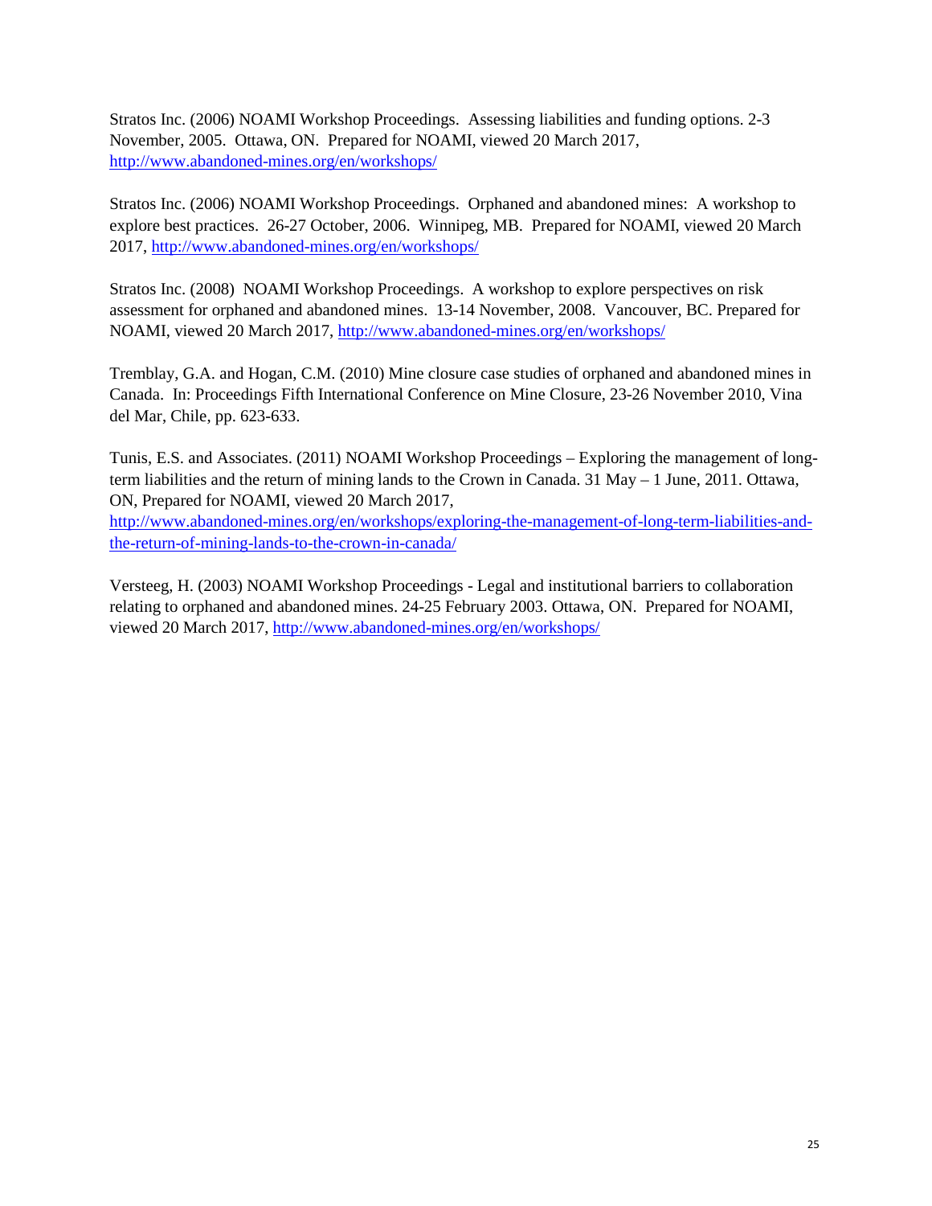Stratos Inc. (2006) NOAMI Workshop Proceedings. Assessing liabilities and funding options. 2-3 November, 2005. Ottawa, ON. Prepared for NOAMI, viewed 20 March 2017, http://www.abandoned-mines.org/en/workshops/

Stratos Inc. (2006) NOAMI Workshop Proceedings. Orphaned and abandoned mines: A workshop to explore best practices. 26-27 October, 2006. Winnipeg, MB. Prepared for NOAMI, viewed 20 March 2017, http://www.abandoned-mines.org/en/workshops/

Stratos Inc. (2008) NOAMI Workshop Proceedings. A workshop to explore perspectives on risk assessment for orphaned and abandoned mines. 13-14 November, 2008. Vancouver, BC. Prepared for NOAMI, viewed 20 March 2017, http://www.abandoned-mines.org/en/workshops/

Tremblay, G.A. and Hogan, C.M. (2010) Mine closure case studies of orphaned and abandoned mines in Canada. In: Proceedings Fifth International Conference on Mine Closure, 23-26 November 2010, Vina del Mar, Chile, pp. 623-633.

Tunis, E.S. and Associates. (2011) NOAMI Workshop Proceedings – Exploring the management of long-term liabilities and the return of mining lands to the Crown in Canada. 31 May – 1 June, 2011. Ottawa, ON, Prepared for NOAMI, viewed 20 March 2017, http://www.abandoned-mines.org/en/workshops/exploring-the-management-of-long-term-liabilities-and-the-return-of-mining-lands-to-the-crown-in-canada/

Versteeg, H. (2003) NOAMI Workshop Proceedings - Legal and institutional barriers to collaboration relating to orphaned and abandoned mines. 24-25 February 2003. Ottawa, ON. Prepared for NOAMI, viewed 20 March 2017, http://www.abandoned-mines.org/en/workshops/